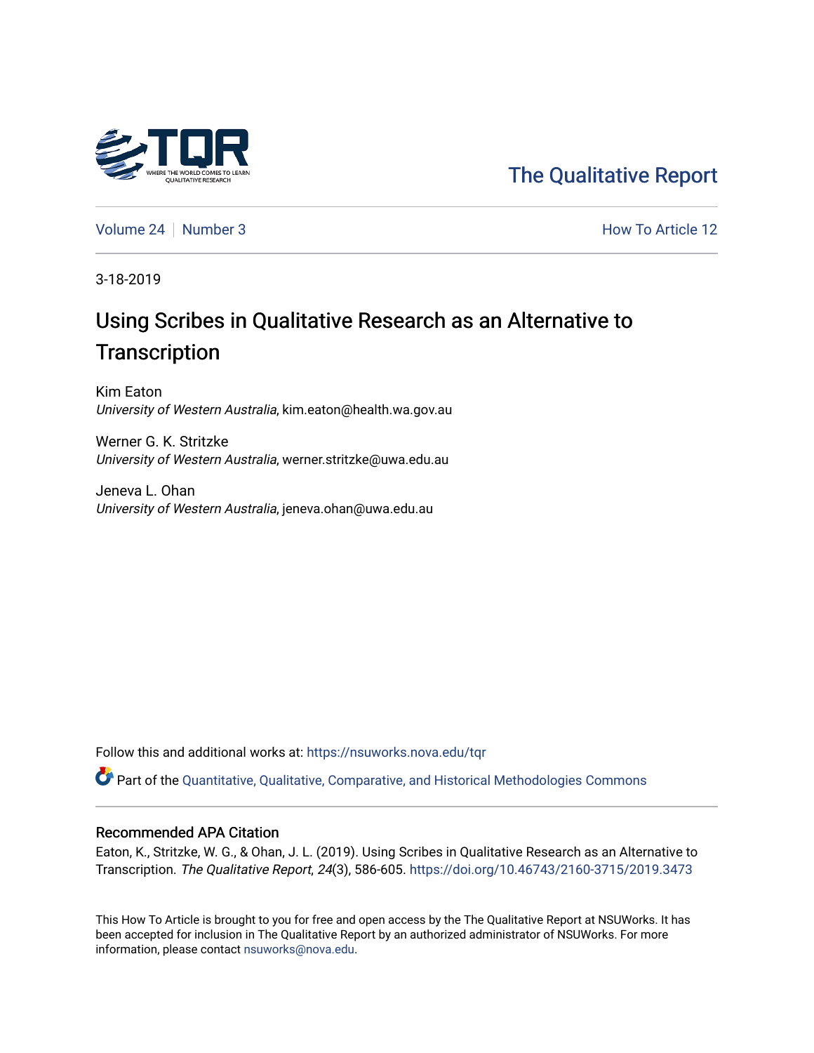The Qualitative Report

Volume 24 | Number 3

How To Article 12

3-18-2019

# Using Scribes in Qualitative Research as an Alternative to Transcription

Kim Eaton
*University of Western Australia*, kim.eaton@health.wa.gov.au

Werner G. K. Stritzke
*University of Western Australia*, werner.stritzke@uwa.edu.au

Jeneva L. Ohan
*University of Western Australia*, jeneva.ohan@uwa.edu.au

Follow this and additional works at: https://nsuworks.nova.edu/tqr

Part of the Quantitative, Qualitative, Comparative, and Historical Methodologies Commons

## Recommended APA Citation

Eaton, K., Stritzke, W. G., & Ohan, J. L. (2019). Using Scribes in Qualitative Research as an Alternative to Transcription. *The Qualitative Report*, *24*(3), 586-605. https://doi.org/10.46743/2160-3715/2019.3473

This How To Article is brought to you for free and open access by the The Qualitative Report at NSUWorks. It has been accepted for inclusion in The Qualitative Report by an authorized administrator of NSUWorks. For more information, please contact nsuworks@nova.edu.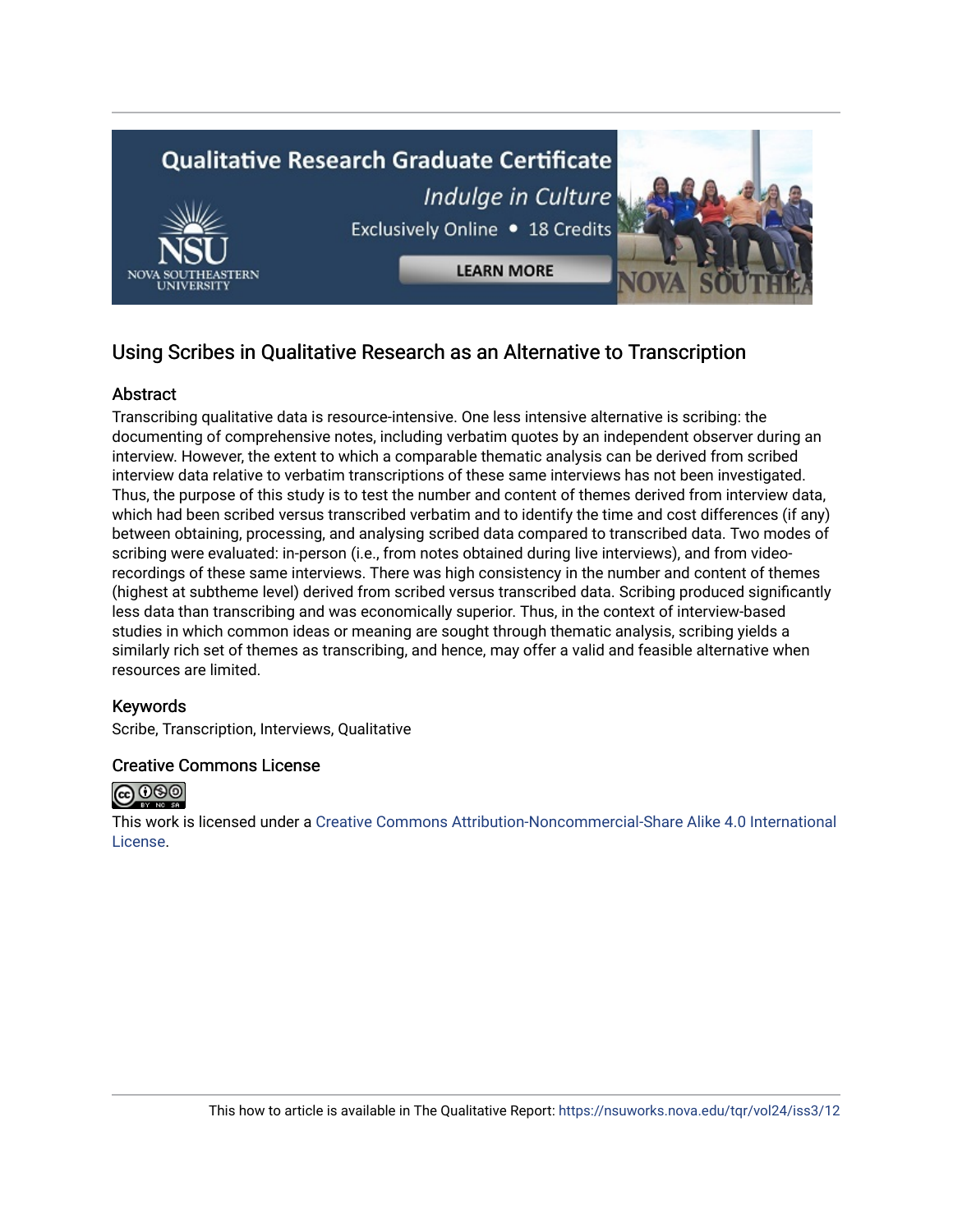## Using Scribes in Qualitative Research as an Alternative to Transcription

### Abstract

Transcribing qualitative data is resource-intensive. One less intensive alternative is scribing: the documenting of comprehensive notes, including verbatim quotes by an independent observer during an interview. However, the extent to which a comparable thematic analysis can be derived from scribed interview data relative to verbatim transcriptions of these same interviews has not been investigated. Thus, the purpose of this study is to test the number and content of themes derived from interview data, which had been scribed versus transcribed verbatim and to identify the time and cost differences (if any) between obtaining, processing, and analysing scribed data compared to transcribed data. Two modes of scribing were evaluated: in-person (i.e., from notes obtained during live interviews), and from video-recordings of these same interviews. There was high consistency in the number and content of themes (highest at subtheme level) derived from scribed versus transcribed data. Scribing produced significantly less data than transcribing and was economically superior. Thus, in the context of interview-based studies in which common ideas or meaning are sought through thematic analysis, scribing yields a similarly rich set of themes as transcribing, and hence, may offer a valid and feasible alternative when resources are limited.

### Keywords

Scribe, Transcription, Interviews, Qualitative

### Creative Commons License

This work is licensed under a Creative Commons Attribution-Noncommercial-Share Alike 4.0 International License.

This how to article is available in The Qualitative Report: https://nsuworks.nova.edu/tqr/vol24/iss3/12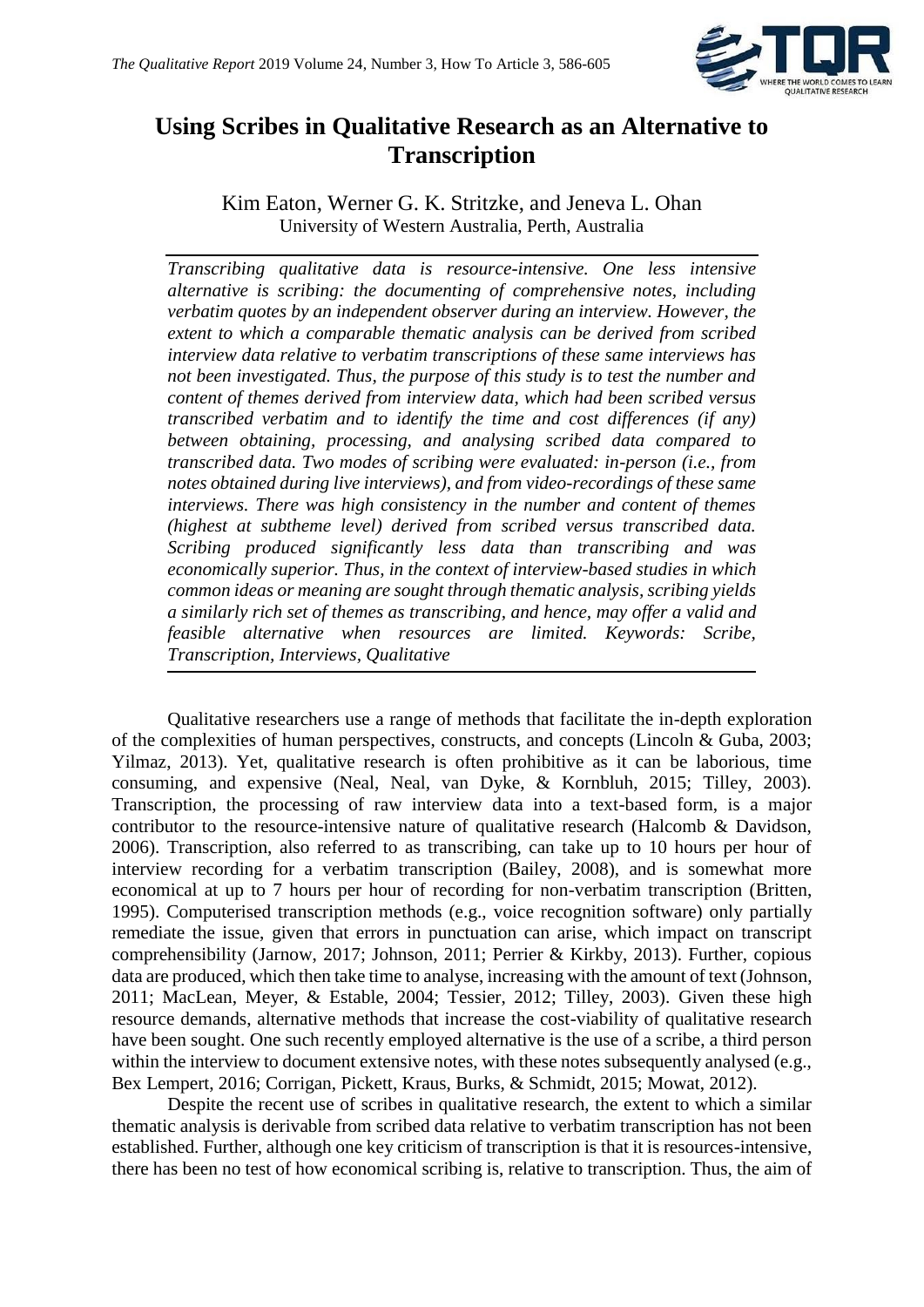# Using Scribes in Qualitative Research as an Alternative to Transcription

Kim Eaton, Werner G. K. Stritzke, and Jeneva L. Ohan
University of Western Australia, Perth, Australia

*Transcribing qualitative data is resource-intensive. One less intensive alternative is scribing: the documenting of comprehensive notes, including verbatim quotes by an independent observer during an interview. However, the extent to which a comparable thematic analysis can be derived from scribed interview data relative to verbatim transcriptions of these same interviews has not been investigated. Thus, the purpose of this study is to test the number and content of themes derived from interview data, which had been scribed versus transcribed verbatim and to identify the time and cost differences (if any) between obtaining, processing, and analysing scribed data compared to transcribed data. Two modes of scribing were evaluated: in-person (i.e., from notes obtained during live interviews), and from video-recordings of these same interviews. There was high consistency in the number and content of themes (highest at subtheme level) derived from scribed versus transcribed data. Scribing produced significantly less data than transcribing and was economically superior. Thus, in the context of interview-based studies in which common ideas or meaning are sought through thematic analysis, scribing yields a similarly rich set of themes as transcribing, and hence, may offer a valid and feasible alternative when resources are limited. Keywords: Scribe, Transcription, Interviews, Qualitative*

Qualitative researchers use a range of methods that facilitate the in-depth exploration of the complexities of human perspectives, constructs, and concepts (Lincoln & Guba, 2003; Yilmaz, 2013). Yet, qualitative research is often prohibitive as it can be laborious, time consuming, and expensive (Neal, Neal, van Dyke, & Kornbluh, 2015; Tilley, 2003). Transcription, the processing of raw interview data into a text-based form, is a major contributor to the resource-intensive nature of qualitative research (Halcomb & Davidson, 2006). Transcription, also referred to as transcribing, can take up to 10 hours per hour of interview recording for a verbatim transcription (Bailey, 2008), and is somewhat more economical at up to 7 hours per hour of recording for non-verbatim transcription (Britten, 1995). Computerised transcription methods (e.g., voice recognition software) only partially remediate the issue, given that errors in punctuation can arise, which impact on transcript comprehensibility (Jarnow, 2017; Johnson, 2011; Perrier & Kirkby, 2013). Further, copious data are produced, which then take time to analyse, increasing with the amount of text (Johnson, 2011; MacLean, Meyer, & Estable, 2004; Tessier, 2012; Tilley, 2003). Given these high resource demands, alternative methods that increase the cost-viability of qualitative research have been sought. One such recently employed alternative is the use of a scribe, a third person within the interview to document extensive notes, with these notes subsequently analysed (e.g., Bex Lempert, 2016; Corrigan, Pickett, Kraus, Burks, & Schmidt, 2015; Mowat, 2012).

Despite the recent use of scribes in qualitative research, the extent to which a similar thematic analysis is derivable from scribed data relative to verbatim transcription has not been established. Further, although one key criticism of transcription is that it is resources-intensive, there has been no test of how economical scribing is, relative to transcription. Thus, the aim of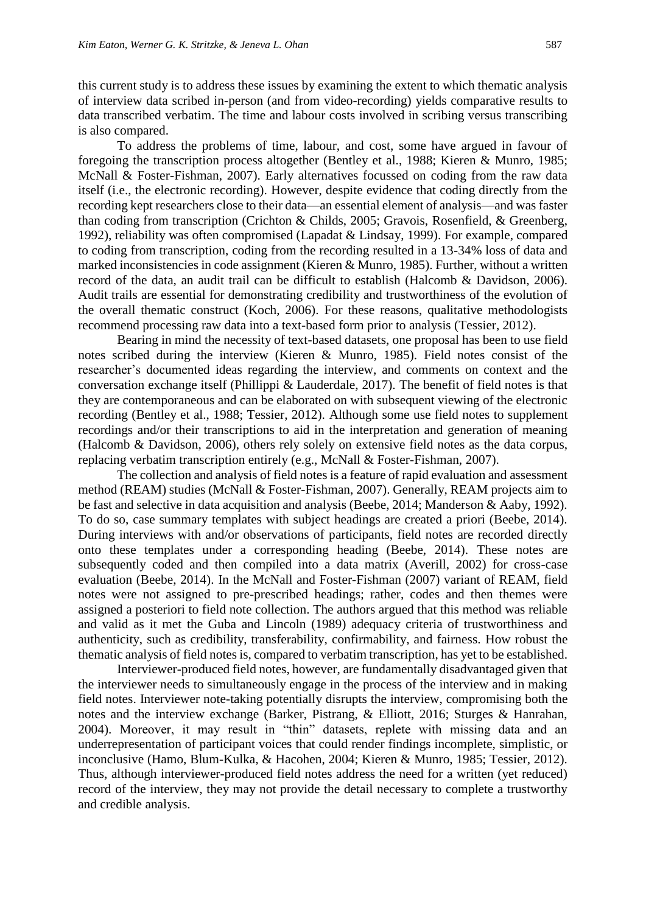this current study is to address these issues by examining the extent to which thematic analysis of interview data scribed in-person (and from video-recording) yields comparative results to data transcribed verbatim. The time and labour costs involved in scribing versus transcribing is also compared.

To address the problems of time, labour, and cost, some have argued in favour of foregoing the transcription process altogether (Bentley et al., 1988; Kieren & Munro, 1985; McNall & Foster-Fishman, 2007). Early alternatives focussed on coding from the raw data itself (i.e., the electronic recording). However, despite evidence that coding directly from the recording kept researchers close to their data—an essential element of analysis—and was faster than coding from transcription (Crichton & Childs, 2005; Gravois, Rosenfield, & Greenberg, 1992), reliability was often compromised (Lapadat & Lindsay, 1999). For example, compared to coding from transcription, coding from the recording resulted in a 13-34% loss of data and marked inconsistencies in code assignment (Kieren & Munro, 1985). Further, without a written record of the data, an audit trail can be difficult to establish (Halcomb & Davidson, 2006). Audit trails are essential for demonstrating credibility and trustworthiness of the evolution of the overall thematic construct (Koch, 2006). For these reasons, qualitative methodologists recommend processing raw data into a text-based form prior to analysis (Tessier, 2012).

Bearing in mind the necessity of text-based datasets, one proposal has been to use field notes scribed during the interview (Kieren & Munro, 1985). Field notes consist of the researcher's documented ideas regarding the interview, and comments on context and the conversation exchange itself (Phillippi & Lauderdale, 2017). The benefit of field notes is that they are contemporaneous and can be elaborated on with subsequent viewing of the electronic recording (Bentley et al., 1988; Tessier, 2012). Although some use field notes to supplement recordings and/or their transcriptions to aid in the interpretation and generation of meaning (Halcomb & Davidson, 2006), others rely solely on extensive field notes as the data corpus, replacing verbatim transcription entirely (e.g., McNall & Foster-Fishman, 2007).

The collection and analysis of field notes is a feature of rapid evaluation and assessment method (REAM) studies (McNall & Foster-Fishman, 2007). Generally, REAM projects aim to be fast and selective in data acquisition and analysis (Beebe, 2014; Manderson & Aaby, 1992). To do so, case summary templates with subject headings are created a priori (Beebe, 2014). During interviews with and/or observations of participants, field notes are recorded directly onto these templates under a corresponding heading (Beebe, 2014). These notes are subsequently coded and then compiled into a data matrix (Averill, 2002) for cross-case evaluation (Beebe, 2014). In the McNall and Foster-Fishman (2007) variant of REAM, field notes were not assigned to pre-prescribed headings; rather, codes and then themes were assigned a posteriori to field note collection. The authors argued that this method was reliable and valid as it met the Guba and Lincoln (1989) adequacy criteria of trustworthiness and authenticity, such as credibility, transferability, confirmability, and fairness. How robust the thematic analysis of field notes is, compared to verbatim transcription, has yet to be established.

Interviewer-produced field notes, however, are fundamentally disadvantaged given that the interviewer needs to simultaneously engage in the process of the interview and in making field notes. Interviewer note-taking potentially disrupts the interview, compromising both the notes and the interview exchange (Barker, Pistrang, & Elliott, 2016; Sturges & Hanrahan, 2004). Moreover, it may result in "thin" datasets, replete with missing data and an underrepresentation of participant voices that could render findings incomplete, simplistic, or inconclusive (Hamo, Blum-Kulka, & Hacohen, 2004; Kieren & Munro, 1985; Tessier, 2012). Thus, although interviewer-produced field notes address the need for a written (yet reduced) record of the interview, they may not provide the detail necessary to complete a trustworthy and credible analysis.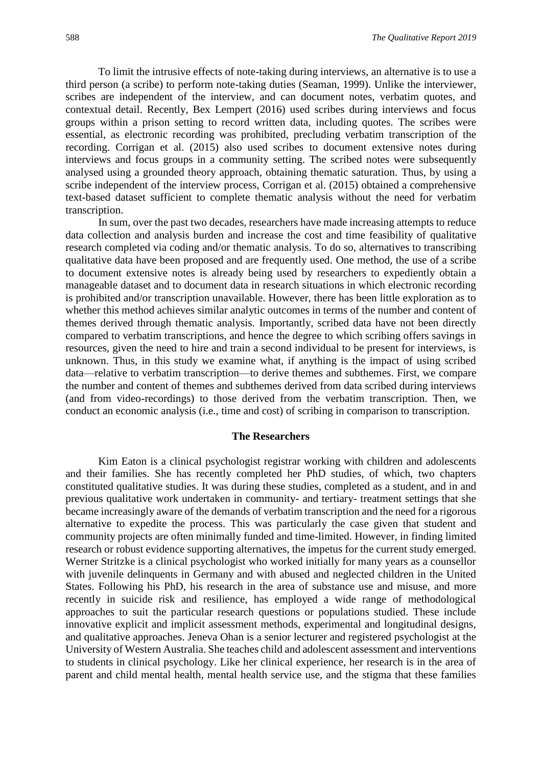To limit the intrusive effects of note-taking during interviews, an alternative is to use a third person (a scribe) to perform note-taking duties (Seaman, 1999). Unlike the interviewer, scribes are independent of the interview, and can document notes, verbatim quotes, and contextual detail. Recently, Bex Lempert (2016) used scribes during interviews and focus groups within a prison setting to record written data, including quotes. The scribes were essential, as electronic recording was prohibited, precluding verbatim transcription of the recording. Corrigan et al. (2015) also used scribes to document extensive notes during interviews and focus groups in a community setting. The scribed notes were subsequently analysed using a grounded theory approach, obtaining thematic saturation. Thus, by using a scribe independent of the interview process, Corrigan et al. (2015) obtained a comprehensive text-based dataset sufficient to complete thematic analysis without the need for verbatim transcription.

In sum, over the past two decades, researchers have made increasing attempts to reduce data collection and analysis burden and increase the cost and time feasibility of qualitative research completed via coding and/or thematic analysis. To do so, alternatives to transcribing qualitative data have been proposed and are frequently used. One method, the use of a scribe to document extensive notes is already being used by researchers to expediently obtain a manageable dataset and to document data in research situations in which electronic recording is prohibited and/or transcription unavailable. However, there has been little exploration as to whether this method achieves similar analytic outcomes in terms of the number and content of themes derived through thematic analysis. Importantly, scribed data have not been directly compared to verbatim transcriptions, and hence the degree to which scribing offers savings in resources, given the need to hire and train a second individual to be present for interviews, is unknown. Thus, in this study we examine what, if anything is the impact of using scribed data—relative to verbatim transcription—to derive themes and subthemes. First, we compare the number and content of themes and subthemes derived from data scribed during interviews (and from video-recordings) to those derived from the verbatim transcription. Then, we conduct an economic analysis (i.e., time and cost) of scribing in comparison to transcription.

## The Researchers

Kim Eaton is a clinical psychologist registrar working with children and adolescents and their families. She has recently completed her PhD studies, of which, two chapters constituted qualitative studies. It was during these studies, completed as a student, and in and previous qualitative work undertaken in community- and tertiary- treatment settings that she became increasingly aware of the demands of verbatim transcription and the need for a rigorous alternative to expedite the process. This was particularly the case given that student and community projects are often minimally funded and time-limited. However, in finding limited research or robust evidence supporting alternatives, the impetus for the current study emerged. Werner Stritzke is a clinical psychologist who worked initially for many years as a counsellor with juvenile delinquents in Germany and with abused and neglected children in the United States. Following his PhD, his research in the area of substance use and misuse, and more recently in suicide risk and resilience, has employed a wide range of methodological approaches to suit the particular research questions or populations studied. These include innovative explicit and implicit assessment methods, experimental and longitudinal designs, and qualitative approaches. Jeneva Ohan is a senior lecturer and registered psychologist at the University of Western Australia. She teaches child and adolescent assessment and interventions to students in clinical psychology. Like her clinical experience, her research is in the area of parent and child mental health, mental health service use, and the stigma that these families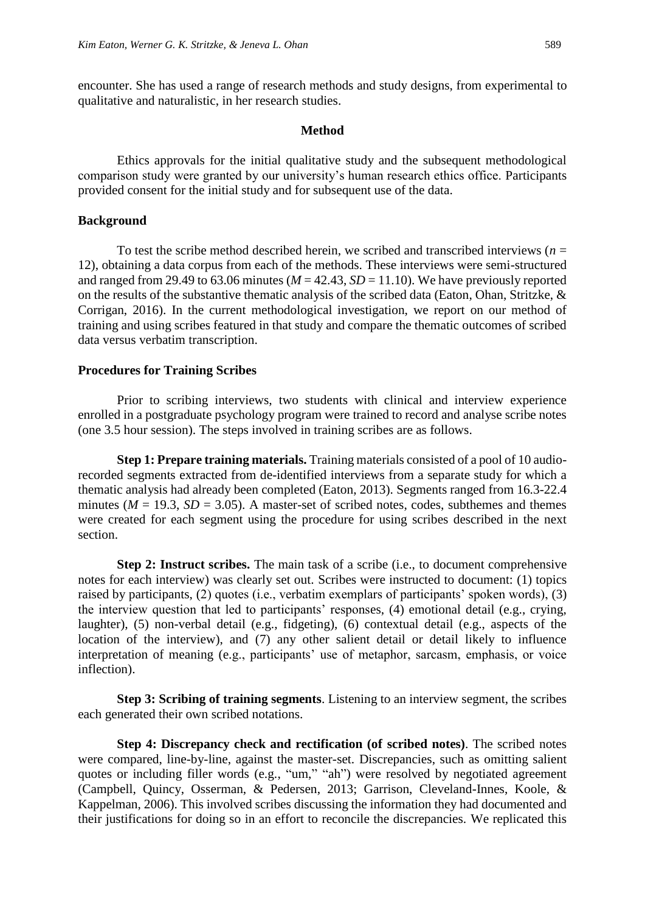encounter. She has used a range of research methods and study designs, from experimental to qualitative and naturalistic, in her research studies.

## Method

Ethics approvals for the initial qualitative study and the subsequent methodological comparison study were granted by our university's human research ethics office. Participants provided consent for the initial study and for subsequent use of the data.

### Background

To test the scribe method described herein, we scribed and transcribed interviews ($n$ = 12), obtaining a data corpus from each of the methods. These interviews were semi-structured and ranged from 29.49 to 63.06 minutes ($M$ = 42.43, $SD$ = 11.10). We have previously reported on the results of the substantive thematic analysis of the scribed data (Eaton, Ohan, Stritzke, & Corrigan, 2016). In the current methodological investigation, we report on our method of training and using scribes featured in that study and compare the thematic outcomes of scribed data versus verbatim transcription.

### Procedures for Training Scribes

Prior to scribing interviews, two students with clinical and interview experience enrolled in a postgraduate psychology program were trained to record and analyse scribe notes (one 3.5 hour session). The steps involved in training scribes are as follows.

**Step 1: Prepare training materials.** Training materials consisted of a pool of 10 audio-recorded segments extracted from de-identified interviews from a separate study for which a thematic analysis had already been completed (Eaton, 2013). Segments ranged from 16.3-22.4 minutes ($M$ = 19.3, $SD$ = 3.05). A master-set of scribed notes, codes, subthemes and themes were created for each segment using the procedure for using scribes described in the next section.

**Step 2: Instruct scribes.** The main task of a scribe (i.e., to document comprehensive notes for each interview) was clearly set out. Scribes were instructed to document: (1) topics raised by participants, (2) quotes (i.e., verbatim exemplars of participants' spoken words), (3) the interview question that led to participants' responses, (4) emotional detail (e.g., crying, laughter), (5) non-verbal detail (e.g., fidgeting), (6) contextual detail (e.g., aspects of the location of the interview), and (7) any other salient detail or detail likely to influence interpretation of meaning (e.g., participants' use of metaphor, sarcasm, emphasis, or voice inflection).

**Step 3: Scribing of training segments**. Listening to an interview segment, the scribes each generated their own scribed notations.

**Step 4: Discrepancy check and rectification (of scribed notes)**. The scribed notes were compared, line-by-line, against the master-set. Discrepancies, such as omitting salient quotes or including filler words (e.g., "um," "ah") were resolved by negotiated agreement (Campbell, Quincy, Osserman, & Pedersen, 2013; Garrison, Cleveland-Innes, Koole, & Kappelman, 2006). This involved scribes discussing the information they had documented and their justifications for doing so in an effort to reconcile the discrepancies. We replicated this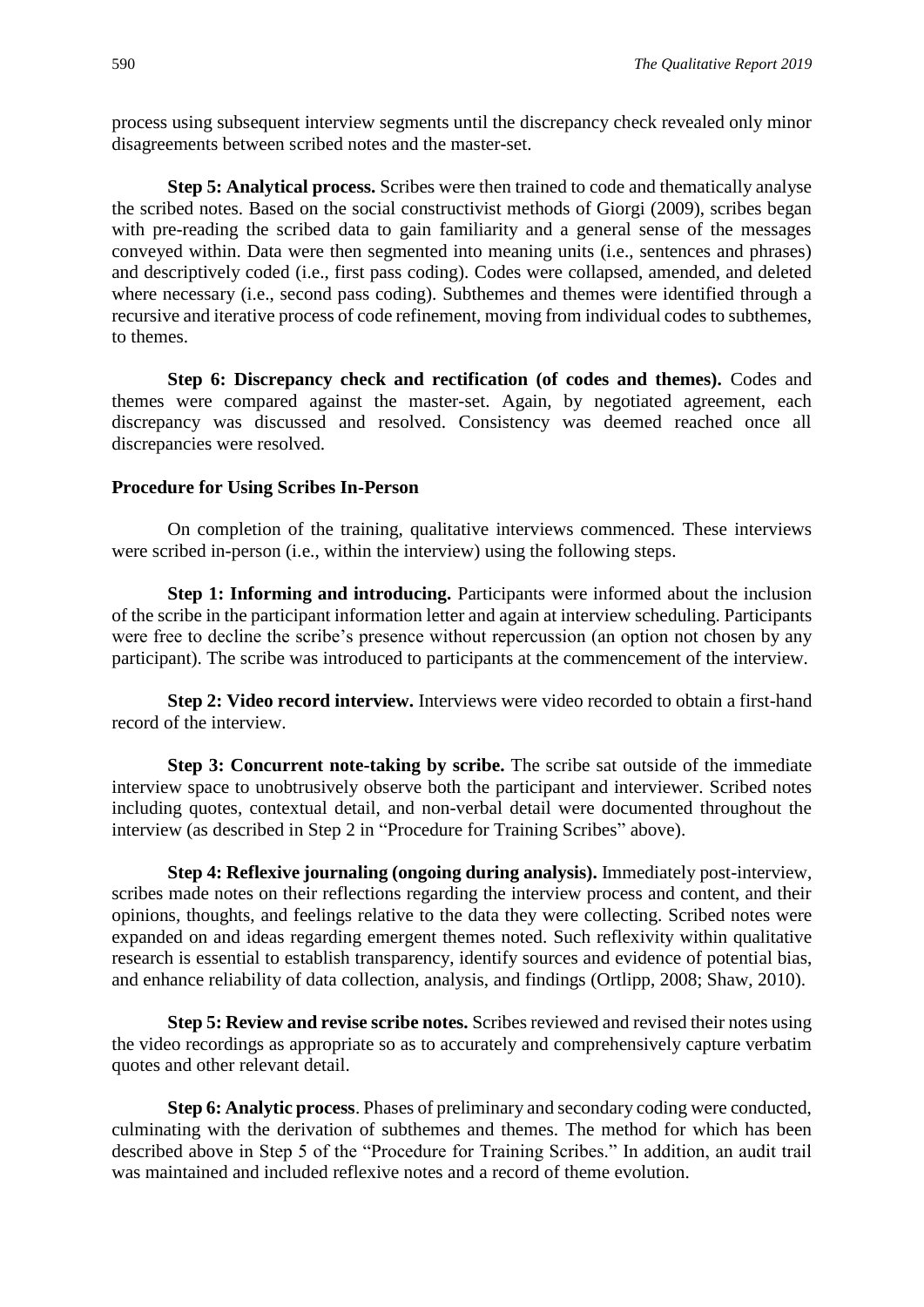process using subsequent interview segments until the discrepancy check revealed only minor disagreements between scribed notes and the master-set.

**Step 5: Analytical process.** Scribes were then trained to code and thematically analyse the scribed notes. Based on the social constructivist methods of Giorgi (2009), scribes began with pre-reading the scribed data to gain familiarity and a general sense of the messages conveyed within. Data were then segmented into meaning units (i.e., sentences and phrases) and descriptively coded (i.e., first pass coding). Codes were collapsed, amended, and deleted where necessary (i.e., second pass coding). Subthemes and themes were identified through a recursive and iterative process of code refinement, moving from individual codes to subthemes, to themes.

**Step 6: Discrepancy check and rectification (of codes and themes).** Codes and themes were compared against the master-set. Again, by negotiated agreement, each discrepancy was discussed and resolved. Consistency was deemed reached once all discrepancies were resolved.

### Procedure for Using Scribes In-Person

On completion of the training, qualitative interviews commenced. These interviews were scribed in-person (i.e., within the interview) using the following steps.

**Step 1: Informing and introducing.** Participants were informed about the inclusion of the scribe in the participant information letter and again at interview scheduling. Participants were free to decline the scribe's presence without repercussion (an option not chosen by any participant). The scribe was introduced to participants at the commencement of the interview.

**Step 2: Video record interview.** Interviews were video recorded to obtain a first-hand record of the interview.

**Step 3: Concurrent note-taking by scribe.** The scribe sat outside of the immediate interview space to unobtrusively observe both the participant and interviewer. Scribed notes including quotes, contextual detail, and non-verbal detail were documented throughout the interview (as described in Step 2 in "Procedure for Training Scribes" above).

**Step 4: Reflexive journaling (ongoing during analysis).** Immediately post-interview, scribes made notes on their reflections regarding the interview process and content, and their opinions, thoughts, and feelings relative to the data they were collecting. Scribed notes were expanded on and ideas regarding emergent themes noted. Such reflexivity within qualitative research is essential to establish transparency, identify sources and evidence of potential bias, and enhance reliability of data collection, analysis, and findings (Ortlipp, 2008; Shaw, 2010).

**Step 5: Review and revise scribe notes.** Scribes reviewed and revised their notes using the video recordings as appropriate so as to accurately and comprehensively capture verbatim quotes and other relevant detail.

**Step 6: Analytic process**. Phases of preliminary and secondary coding were conducted, culminating with the derivation of subthemes and themes. The method for which has been described above in Step 5 of the "Procedure for Training Scribes." In addition, an audit trail was maintained and included reflexive notes and a record of theme evolution.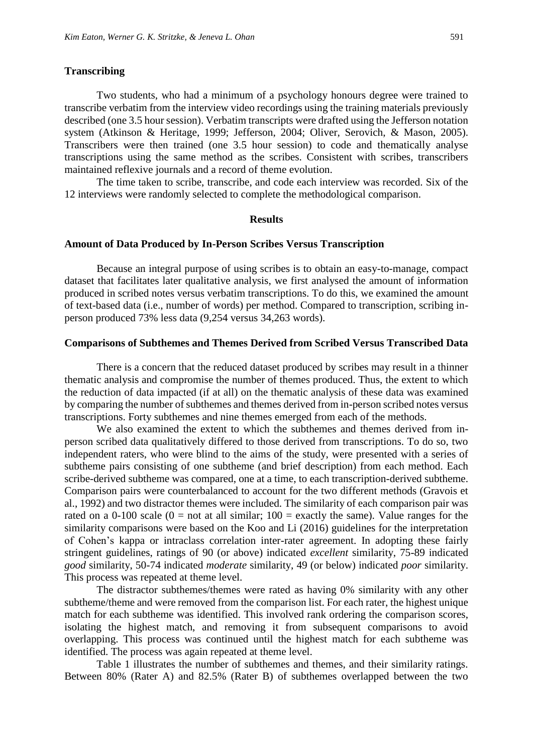### Transcribing

Two students, who had a minimum of a psychology honours degree were trained to transcribe verbatim from the interview video recordings using the training materials previously described (one 3.5 hour session). Verbatim transcripts were drafted using the Jefferson notation system (Atkinson & Heritage, 1999; Jefferson, 2004; Oliver, Serovich, & Mason, 2005). Transcribers were then trained (one 3.5 hour session) to code and thematically analyse transcriptions using the same method as the scribes. Consistent with scribes, transcribers maintained reflexive journals and a record of theme evolution.

The time taken to scribe, transcribe, and code each interview was recorded. Six of the 12 interviews were randomly selected to complete the methodological comparison.

## Results

### Amount of Data Produced by In-Person Scribes Versus Transcription

Because an integral purpose of using scribes is to obtain an easy-to-manage, compact dataset that facilitates later qualitative analysis, we first analysed the amount of information produced in scribed notes versus verbatim transcriptions. To do this, we examined the amount of text-based data (i.e., number of words) per method. Compared to transcription, scribing in-person produced 73% less data (9,254 versus 34,263 words).

### Comparisons of Subthemes and Themes Derived from Scribed Versus Transcribed Data

There is a concern that the reduced dataset produced by scribes may result in a thinner thematic analysis and compromise the number of themes produced. Thus, the extent to which the reduction of data impacted (if at all) on the thematic analysis of these data was examined by comparing the number of subthemes and themes derived from in-person scribed notes versus transcriptions. Forty subthemes and nine themes emerged from each of the methods.

We also examined the extent to which the subthemes and themes derived from in-person scribed data qualitatively differed to those derived from transcriptions. To do so, two independent raters, who were blind to the aims of the study, were presented with a series of subtheme pairs consisting of one subtheme (and brief description) from each method. Each scribe-derived subtheme was compared, one at a time, to each transcription-derived subtheme. Comparison pairs were counterbalanced to account for the two different methods (Gravois et al., 1992) and two distractor themes were included. The similarity of each comparison pair was rated on a 0-100 scale (0 = not at all similar; 100 = exactly the same). Value ranges for the similarity comparisons were based on the Koo and Li (2016) guidelines for the interpretation of Cohen's kappa or intraclass correlation inter-rater agreement. In adopting these fairly stringent guidelines, ratings of 90 (or above) indicated *excellent* similarity, 75-89 indicated *good* similarity, 50-74 indicated *moderate* similarity, 49 (or below) indicated *poor* similarity. This process was repeated at theme level.

The distractor subthemes/themes were rated as having 0% similarity with any other subtheme/theme and were removed from the comparison list. For each rater, the highest unique match for each subtheme was identified. This involved rank ordering the comparison scores, isolating the highest match, and removing it from subsequent comparisons to avoid overlapping. This process was continued until the highest match for each subtheme was identified. The process was again repeated at theme level.

Table 1 illustrates the number of subthemes and themes, and their similarity ratings. Between 80% (Rater A) and 82.5% (Rater B) of subthemes overlapped between the two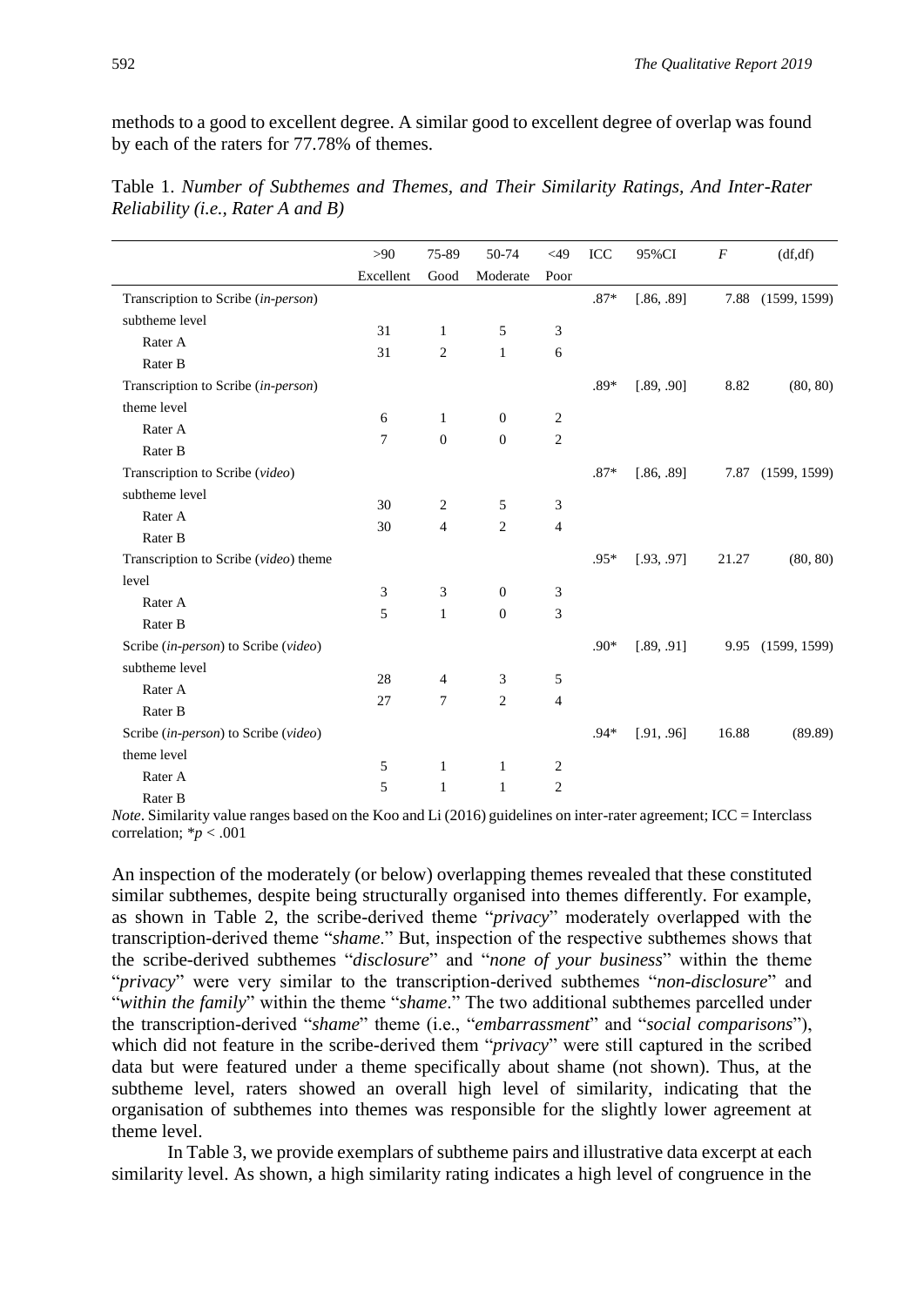methods to a good to excellent degree. A similar good to excellent degree of overlap was found by each of the raters for 77.78% of themes.

Table 1. *Number of Subthemes and Themes, and Their Similarity Ratings, And Inter-Rater Reliability (i.e., Rater A and B)*

| | >90 Excellent | 75-89 Good | 50-74 Moderate | <49 Poor | ICC | 95%CI | *F* | (df,df) |
|---|---|---|---|---|---|---|---|---|
| Transcription to Scribe (*in-person*) subtheme level | | | | | .87* | [.86, .89] | 7.88 | (1599, 1599) |
| Rater A | 31 | 1 | 5 | 3 | | | | |
| Rater B | 31 | 2 | 1 | 6 | | | | |
| Transcription to Scribe (*in-person*) theme level | | | | | .89* | [.89, .90] | 8.82 | (80, 80) |
| Rater A | 6 | 1 | 0 | 2 | | | | |
| Rater B | 7 | 0 | 0 | 2 | | | | |
| Transcription to Scribe (*video*) subtheme level | | | | | .87* | [.86, .89] | 7.87 | (1599, 1599) |
| Rater A | 30 | 2 | 5 | 3 | | | | |
| Rater B | 30 | 4 | 2 | 4 | | | | |
| Transcription to Scribe (*video*) theme level | | | | | .95* | [.93, .97] | 21.27 | (80, 80) |
| Rater A | 3 | 3 | 0 | 3 | | | | |
| Rater B | 5 | 1 | 0 | 3 | | | | |
| Scribe (*in-person*) to Scribe (*video*) subtheme level | | | | | .90* | [.89, .91] | 9.95 | (1599, 1599) |
| Rater A | 28 | 4 | 3 | 5 | | | | |
| Rater B | 27 | 7 | 2 | 4 | | | | |
| Scribe (*in-person*) to Scribe (*video*) theme level | | | | | .94* | [.91, .96] | 16.88 | (89.89) |
| Rater A | 5 | 1 | 1 | 2 | | | | |
| Rater B | 5 | 1 | 1 | 2 | | | | |

*Note*. Similarity value ranges based on the Koo and Li (2016) guidelines on inter-rater agreement; ICC = Interclass correlation; $*p < .001$

An inspection of the moderately (or below) overlapping themes revealed that these constituted similar subthemes, despite being structurally organised into themes differently. For example, as shown in Table 2, the scribe-derived theme "*privacy*" moderately overlapped with the transcription-derived theme "*shame*." But, inspection of the respective subthemes shows that the scribe-derived subthemes "*disclosure*" and "*none of your business*" within the theme "*privacy*" were very similar to the transcription-derived subthemes "*non-disclosure*" and "*within the family*" within the theme "*shame*." The two additional subthemes parcelled under the transcription-derived "*shame*" theme (i.e., "*embarrassment*" and "*social comparisons*"), which did not feature in the scribe-derived them "*privacy*" were still captured in the scribed data but were featured under a theme specifically about shame (not shown). Thus, at the subtheme level, raters showed an overall high level of similarity, indicating that the organisation of subthemes into themes was responsible for the slightly lower agreement at theme level.

In Table 3, we provide exemplars of subtheme pairs and illustrative data excerpt at each similarity level. As shown, a high similarity rating indicates a high level of congruence in the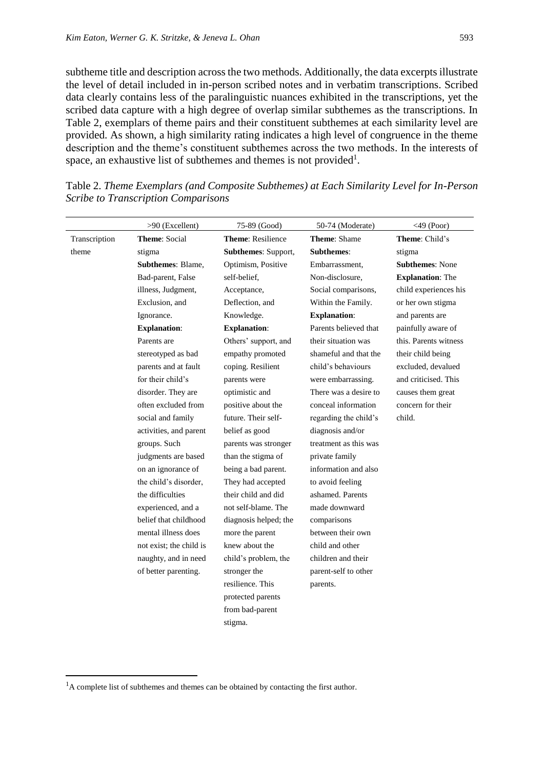subtheme title and description across the two methods. Additionally, the data excerpts illustrate the level of detail included in in-person scribed notes and in verbatim transcriptions. Scribed data clearly contains less of the paralinguistic nuances exhibited in the transcriptions, yet the scribed data capture with a high degree of overlap similar subthemes as the transcriptions. In Table 2, exemplars of theme pairs and their constituent subthemes at each similarity level are provided. As shown, a high similarity rating indicates a high level of congruence in the theme description and the theme's constituent subthemes across the two methods. In the interests of space, an exhaustive list of subthemes and themes is not provided[1].

Table 2. *Theme Exemplars (and Composite Subthemes) at Each Similarity Level for In-Person Scribe to Transcription Comparisons*

| | >90 (Excellent) | 75-89 (Good) | 50-74 (Moderate) | <49 (Poor) |
|---|---|---|---|---|
| Transcription theme | **Theme**: Social stigma **Subthemes**: Blame, Bad-parent, False illness, Judgment, Exclusion, and Ignorance. **Explanation**: Parents are stereotyped as bad parents and at fault for their child's disorder. They are often excluded from social and family activities, and parent groups. Such judgments are based on an ignorance of the child's disorder, the difficulties experienced, and a belief that childhood mental illness does not exist; the child is naughty, and in need of better parenting. | **Theme**: Resilience **Subthemes**: Support, Optimism, Positive self-belief, Acceptance, Deflection, and Knowledge. **Explanation**: Others' support, and empathy promoted coping. Resilient parents were optimistic and positive about the future. Their self-belief as good parents was stronger than the stigma of being a bad parent. They had accepted their child and did not self-blame. The diagnosis helped; the more the parent knew about the child's problem, the stronger the resilience. This protected parents from bad-parent stigma. | **Theme**: Shame **Subthemes**: Embarrassment, Non-disclosure, Social comparisons, Within the Family. **Explanation**: Parents believed that their situation was shameful and that the child's behaviours were embarrassing. There was a desire to conceal information regarding the child's diagnosis and/or treatment as this was private family information and also to avoid feeling ashamed. Parents made downward comparisons between their own child and other children and their parent-self to other parents. | **Theme**: Child's stigma **Subthemes**: None **Explanation**: The child experiences his or her own stigma and parents are painfully aware of this. Parents witness their child being excluded, devalued and criticised. This causes them great concern for their child. |

[1]A complete list of subthemes and themes can be obtained by contacting the first author.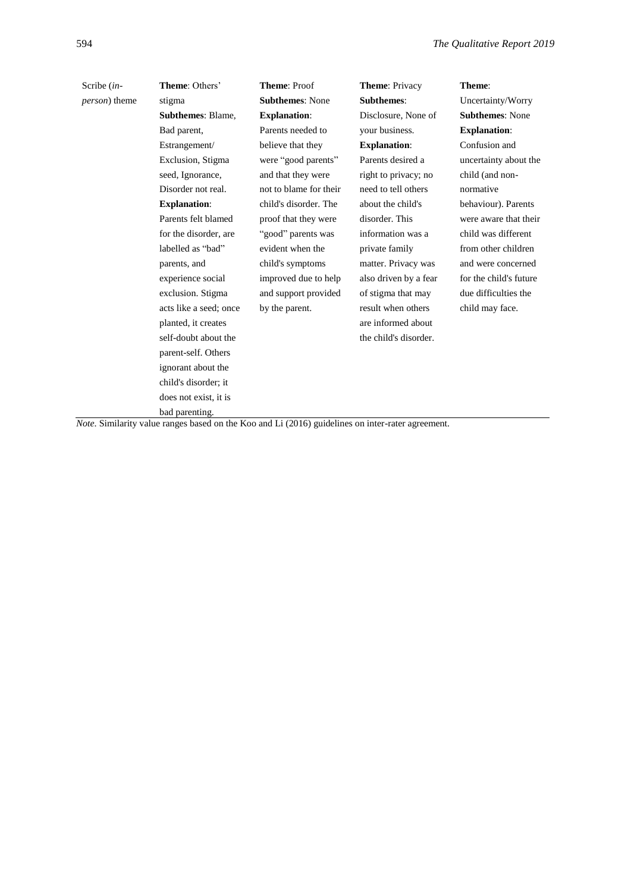| | | | | |
|---|---|---|---|---|
| Scribe (*in-person*) theme | **Theme**: Others' stigma **Subthemes**: Blame, Bad parent, Estrangement/ Exclusion, Stigma seed, Ignorance, Disorder not real. **Explanation**: Parents felt blamed for the disorder, are labelled as "bad" parents, and experience social exclusion. Stigma acts like a seed; once planted, it creates self-doubt about the parent-self. Others ignorant about the child's disorder; it does not exist, it is bad parenting. | **Theme**: Proof **Subthemes**: None **Explanation**: Parents needed to believe that they were "good parents" and that they were not to blame for their child's disorder. The proof that they were "good" parents was evident when the child's symptoms improved due to help and support provided by the parent. | **Theme**: Privacy **Subthemes**: Disclosure, None of your business. **Explanation**: Parents desired a right to privacy; no need to tell others about the child's disorder. This information was a private family matter. Privacy was also driven by a fear of stigma that may result when others are informed about the child's disorder. | **Theme**: Uncertainty/Worry **Subthemes**: None **Explanation**: Confusion and uncertainty about the child (and non-normative behaviour). Parents were aware that their child was different from other children and were concerned for the child's future due difficulties the child may face. |

*Note.* Similarity value ranges based on the Koo and Li (2016) guidelines on inter-rater agreement.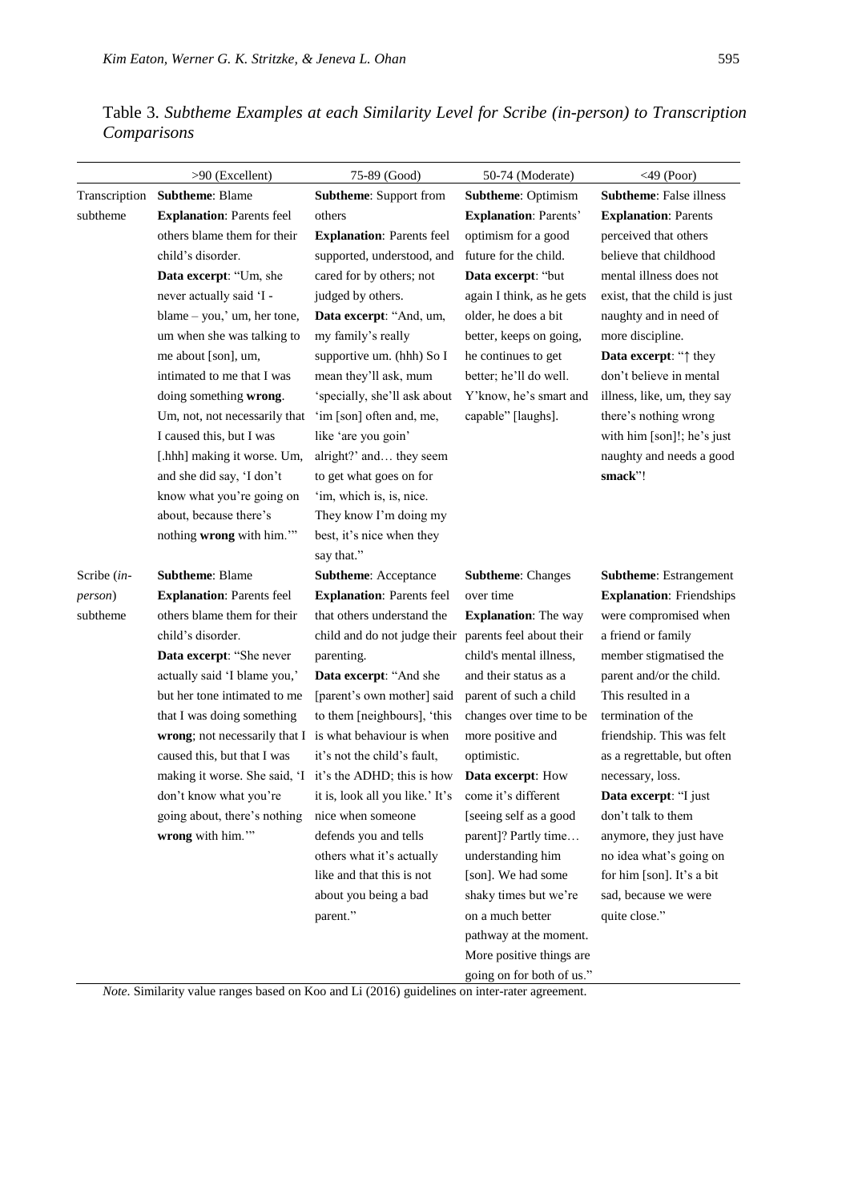Table 3. *Subtheme Examples at each Similarity Level for Scribe (in-person) to Transcription Comparisons*

| | >90 (Excellent) | 75-89 (Good) | 50-74 (Moderate) | <49 (Poor) |
|---|---|---|---|---|
| Transcription subtheme | **Subtheme**: Blame<br>**Explanation**: Parents feel others blame them for their child's disorder.<br>**Data excerpt**: "Um, she never actually said 'I - blame – you,' um, her tone, um when she was talking to me about [son], um, intimated to me that I was doing something **wrong**. Um, not, not necessarily that I caused this, but I was [.hhh] making it worse. Um, and she did say, 'I don't know what you're going on about, because there's nothing **wrong** with him.'" | **Subtheme**: Support from others<br>**Explanation**: Parents feel supported, understood, and cared for by others; not judged by others.<br>**Data excerpt**: "And, um, my family's really supportive um. (hhh) So I mean they'll ask, mum 'specially, she'll ask about 'im [son] often and, me, like 'are you goin' alright?' and… they seem to get what goes on for 'im, which is, is, nice. They know I'm doing my best, it's nice when they say that." | **Subtheme**: Optimism<br>**Explanation**: Parents' optimism for a good future for the child.<br>**Data excerpt**: "but again I think, as he gets older, he does a bit better, keeps on going, he continues to get better; he'll do well. Y'know, he's smart and capable" [laughs]. | **Subtheme**: False illness<br>**Explanation**: Parents perceived that others believe that childhood mental illness does not exist, that the child is just naughty and in need of more discipline.<br>**Data excerpt**: "↑ they don't believe in mental illness, like, um, they say there's nothing wrong with him [son]!; he's just naughty and needs a good **smack**"! |
| Scribe (*in-person*) subtheme | **Subtheme**: Blame<br>**Explanation**: Parents feel others blame them for their child's disorder.<br>**Data excerpt**: "She never actually said 'I blame you,' but her tone intimated to me that I was doing something **wrong**; not necessarily that I caused this, but that I was making it worse. She said, 'I don't know what you're going about, there's nothing **wrong** with him.'" | **Subtheme**: Acceptance<br>**Explanation**: Parents feel that others understand the child and do not judge their parenting.<br>**Data excerpt**: "And she [parent's own mother] said to them [neighbours], 'this is what behaviour is when it's not the child's fault, it's the ADHD; this is how it is, look all you like.' It's nice when someone defends you and tells others what it's actually like and that this is not about you being a bad parent." | **Subtheme**: Changes over time<br>**Explanation**: The way parents feel about their child's mental illness, and their status as a parent of such a child changes over time to be more positive and optimistic.<br>**Data excerpt**: How come it's different [seeing self as a good parent]? Partly time… understanding him [son]. We had some shaky times but we're on a much better pathway at the moment. More positive things are going on for both of us." | **Subtheme**: Estrangement<br>**Explanation**: Friendships were compromised when a friend or family member stigmatised the parent and/or the child. This resulted in a termination of the friendship. This was felt as a regrettable, but often necessary, loss.<br>**Data excerpt**: "I just don't talk to them anymore, they just have no idea what's going on for him [son]. It's a bit sad, because we were quite close." |

*Note.* Similarity value ranges based on Koo and Li (2016) guidelines on inter-rater agreement.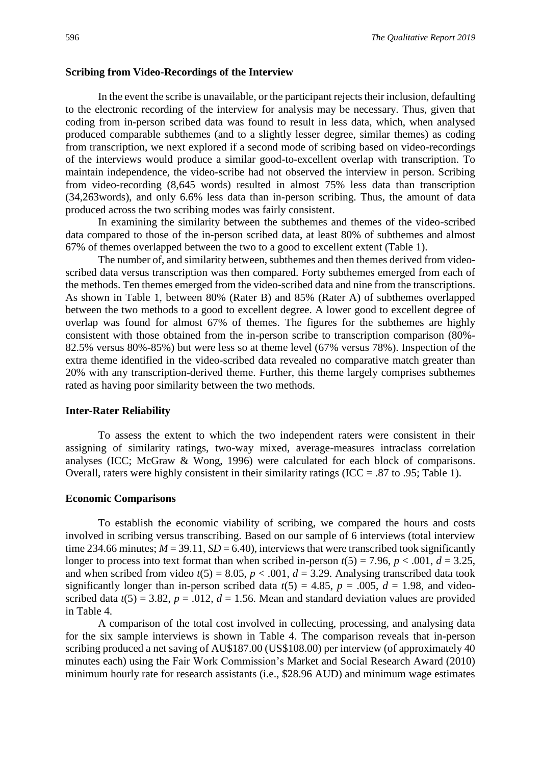### Scribing from Video-Recordings of the Interview

In the event the scribe is unavailable, or the participant rejects their inclusion, defaulting to the electronic recording of the interview for analysis may be necessary. Thus, given that coding from in-person scribed data was found to result in less data, which, when analysed produced comparable subthemes (and to a slightly lesser degree, similar themes) as coding from transcription, we next explored if a second mode of scribing based on video-recordings of the interviews would produce a similar good-to-excellent overlap with transcription. To maintain independence, the video-scribe had not observed the interview in person. Scribing from video-recording (8,645 words) resulted in almost 75% less data than transcription (34,263words), and only 6.6% less data than in-person scribing. Thus, the amount of data produced across the two scribing modes was fairly consistent.

In examining the similarity between the subthemes and themes of the video-scribed data compared to those of the in-person scribed data, at least 80% of subthemes and almost 67% of themes overlapped between the two to a good to excellent extent (Table 1).

The number of, and similarity between, subthemes and then themes derived from video-scribed data versus transcription was then compared. Forty subthemes emerged from each of the methods. Ten themes emerged from the video-scribed data and nine from the transcriptions. As shown in Table 1, between 80% (Rater B) and 85% (Rater A) of subthemes overlapped between the two methods to a good to excellent degree. A lower good to excellent degree of overlap was found for almost 67% of themes. The figures for the subthemes are highly consistent with those obtained from the in-person scribe to transcription comparison (80%-82.5% versus 80%-85%) but were less so at theme level (67% versus 78%). Inspection of the extra theme identified in the video-scribed data revealed no comparative match greater than 20% with any transcription-derived theme. Further, this theme largely comprises subthemes rated as having poor similarity between the two methods.

### Inter-Rater Reliability

To assess the extent to which the two independent raters were consistent in their assigning of similarity ratings, two-way mixed, average-measures intraclass correlation analyses (ICC; McGraw & Wong, 1996) were calculated for each block of comparisons. Overall, raters were highly consistent in their similarity ratings (ICC = .87 to .95; Table 1).

### Economic Comparisons

To establish the economic viability of scribing, we compared the hours and costs involved in scribing versus transcribing. Based on our sample of 6 interviews (total interview time 234.66 minutes; $M = 39.11$, $SD = 6.40$), interviews that were transcribed took significantly longer to process into text format than when scribed in-person $t(5) = 7.96$, $p < .001$, $d = 3.25$, and when scribed from video $t(5) = 8.05$, $p < .001$, $d = 3.29$. Analysing transcribed data took significantly longer than in-person scribed data $t(5) = 4.85$, $p = .005$, $d = 1.98$, and video-scribed data $t(5) = 3.82$, $p = .012$, $d = 1.56$. Mean and standard deviation values are provided in Table 4.

A comparison of the total cost involved in collecting, processing, and analysing data for the six sample interviews is shown in Table 4. The comparison reveals that in-person scribing produced a net saving of AU$187.00 (US$108.00) per interview (of approximately 40 minutes each) using the Fair Work Commission's Market and Social Research Award (2010) minimum hourly rate for research assistants (i.e., $28.96 AUD) and minimum wage estimates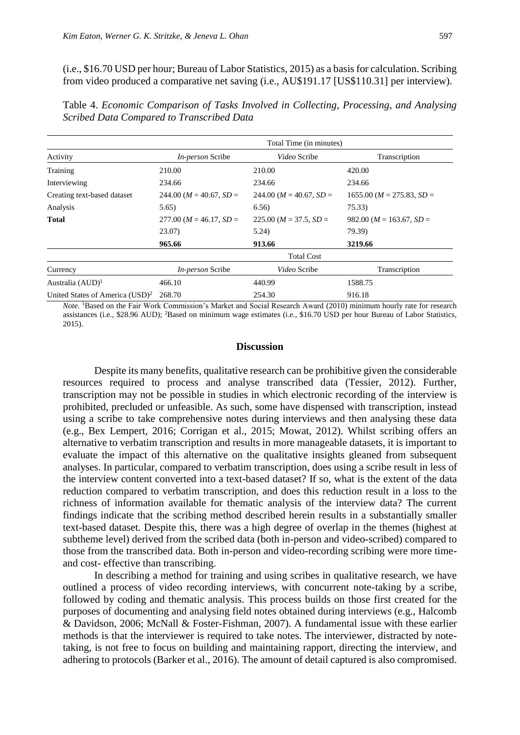(i.e., \$16.70 USD per hour; Bureau of Labor Statistics, 2015) as a basis for calculation. Scribing from video produced a comparative net saving (i.e., AU\$191.17 [US\$110.31] per interview).

Table 4. *Economic Comparison of Tasks Involved in Collecting, Processing, and Analysing Scribed Data Compared to Transcribed Data*

| | Total Time (in minutes) | | |
|---|---|---|---|
| Activity | *In-person* Scribe | *Video* Scribe | Transcription |
| Training | 210.00 | 210.00 | 420.00 |
| Interviewing | 234.66 | 234.66 | 234.66 |
| Creating text-based dataset | 244.00 ($M$ = 40.67, $SD$ = 5.65) | 244.00 ($M$ = 40.67, $SD$ = 6.56) | 1655.00 ($M$ = 275.83, $SD$ = 75.33) |
| Analysis | 277.00 ($M$ = 46.17, $SD$ = 23.07) | 225.00 ($M$ = 37.5, $SD$ = 5.24) | 982.00 ($M$ = 163.67, $SD$ = 79.39) |
| **Total** | **965.66** | **913.66** | **3219.66** |
| | Total Cost | | |
| Currency | *In-person* Scribe | *Video* Scribe | Transcription |
| Australia (AUD)[1] | 466.10 | 440.99 | 1588.75 |
| United States of America (USD)[2] | 268.70 | 254.30 | 916.18 |

*Note.* [1]Based on the Fair Work Commission's Market and Social Research Award (2010) minimum hourly rate for research assistances (i.e., \$28.96 AUD); [2]Based on minimum wage estimates (i.e., \$16.70 USD per hour Bureau of Labor Statistics, 2015).

## Discussion

Despite its many benefits, qualitative research can be prohibitive given the considerable resources required to process and analyse transcribed data (Tessier, 2012). Further, transcription may not be possible in studies in which electronic recording of the interview is prohibited, precluded or unfeasible. As such, some have dispensed with transcription, instead using a scribe to take comprehensive notes during interviews and then analysing these data (e.g., Bex Lempert, 2016; Corrigan et al., 2015; Mowat, 2012). Whilst scribing offers an alternative to verbatim transcription and results in more manageable datasets, it is important to evaluate the impact of this alternative on the qualitative insights gleaned from subsequent analyses. In particular, compared to verbatim transcription, does using a scribe result in less of the interview content converted into a text-based dataset? If so, what is the extent of the data reduction compared to verbatim transcription, and does this reduction result in a loss to the richness of information available for thematic analysis of the interview data? The current findings indicate that the scribing method described herein results in a substantially smaller text-based dataset. Despite this, there was a high degree of overlap in the themes (highest at subtheme level) derived from the scribed data (both in-person and video-scribed) compared to those from the transcribed data. Both in-person and video-recording scribing were more time- and cost- effective than transcribing.

In describing a method for training and using scribes in qualitative research, we have outlined a process of video recording interviews, with concurrent note-taking by a scribe, followed by coding and thematic analysis. This process builds on those first created for the purposes of documenting and analysing field notes obtained during interviews (e.g., Halcomb & Davidson, 2006; McNall & Foster-Fishman, 2007). A fundamental issue with these earlier methods is that the interviewer is required to take notes. The interviewer, distracted by note-taking, is not free to focus on building and maintaining rapport, directing the interview, and adhering to protocols (Barker et al., 2016). The amount of detail captured is also compromised.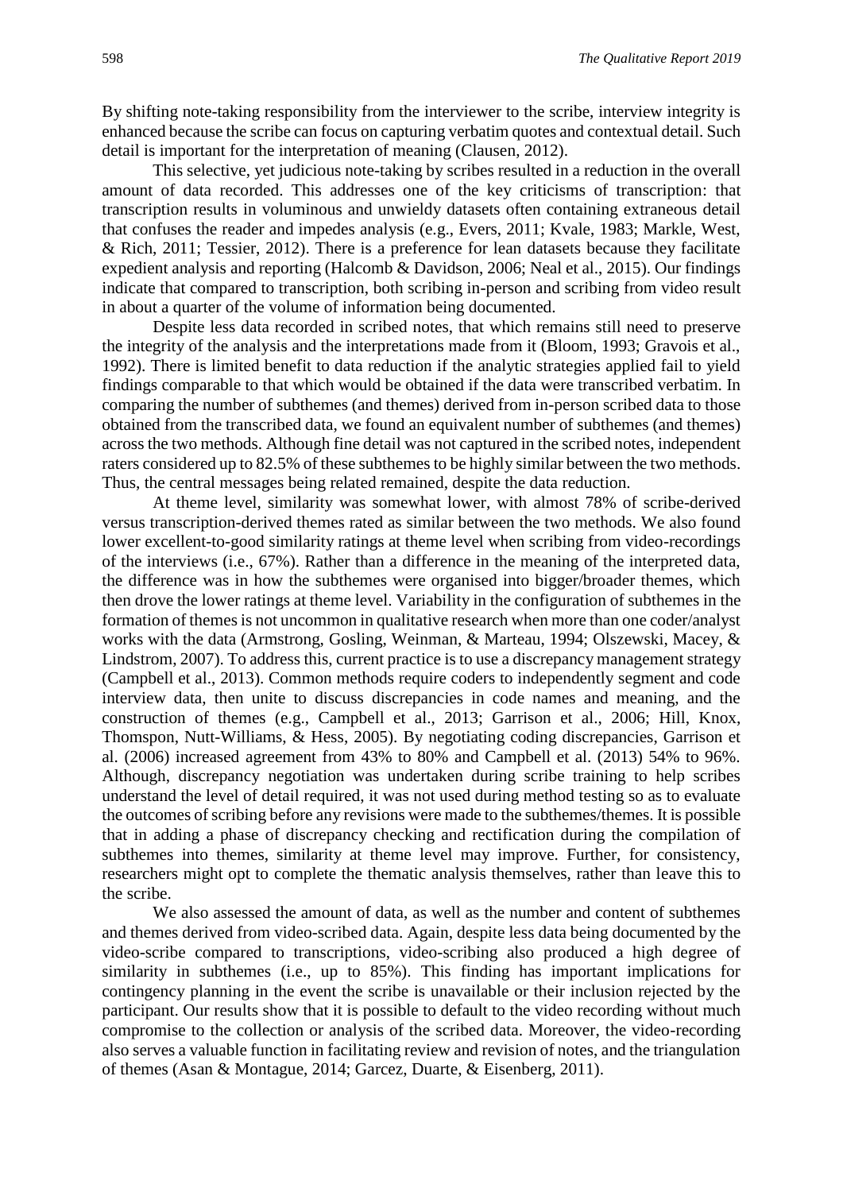By shifting note-taking responsibility from the interviewer to the scribe, interview integrity is enhanced because the scribe can focus on capturing verbatim quotes and contextual detail. Such detail is important for the interpretation of meaning (Clausen, 2012).

This selective, yet judicious note-taking by scribes resulted in a reduction in the overall amount of data recorded. This addresses one of the key criticisms of transcription: that transcription results in voluminous and unwieldy datasets often containing extraneous detail that confuses the reader and impedes analysis (e.g., Evers, 2011; Kvale, 1983; Markle, West, & Rich, 2011; Tessier, 2012). There is a preference for lean datasets because they facilitate expedient analysis and reporting (Halcomb & Davidson, 2006; Neal et al., 2015). Our findings indicate that compared to transcription, both scribing in-person and scribing from video result in about a quarter of the volume of information being documented.

Despite less data recorded in scribed notes, that which remains still need to preserve the integrity of the analysis and the interpretations made from it (Bloom, 1993; Gravois et al., 1992). There is limited benefit to data reduction if the analytic strategies applied fail to yield findings comparable to that which would be obtained if the data were transcribed verbatim. In comparing the number of subthemes (and themes) derived from in-person scribed data to those obtained from the transcribed data, we found an equivalent number of subthemes (and themes) across the two methods. Although fine detail was not captured in the scribed notes, independent raters considered up to 82.5% of these subthemes to be highly similar between the two methods. Thus, the central messages being related remained, despite the data reduction.

At theme level, similarity was somewhat lower, with almost 78% of scribe-derived versus transcription-derived themes rated as similar between the two methods. We also found lower excellent-to-good similarity ratings at theme level when scribing from video-recordings of the interviews (i.e., 67%). Rather than a difference in the meaning of the interpreted data, the difference was in how the subthemes were organised into bigger/broader themes, which then drove the lower ratings at theme level. Variability in the configuration of subthemes in the formation of themes is not uncommon in qualitative research when more than one coder/analyst works with the data (Armstrong, Gosling, Weinman, & Marteau, 1994; Olszewski, Macey, & Lindstrom, 2007). To address this, current practice is to use a discrepancy management strategy (Campbell et al., 2013). Common methods require coders to independently segment and code interview data, then unite to discuss discrepancies in code names and meaning, and the construction of themes (e.g., Campbell et al., 2013; Garrison et al., 2006; Hill, Knox, Thomspon, Nutt-Williams, & Hess, 2005). By negotiating coding discrepancies, Garrison et al. (2006) increased agreement from 43% to 80% and Campbell et al. (2013) 54% to 96%. Although, discrepancy negotiation was undertaken during scribe training to help scribes understand the level of detail required, it was not used during method testing so as to evaluate the outcomes of scribing before any revisions were made to the subthemes/themes. It is possible that in adding a phase of discrepancy checking and rectification during the compilation of subthemes into themes, similarity at theme level may improve. Further, for consistency, researchers might opt to complete the thematic analysis themselves, rather than leave this to the scribe.

We also assessed the amount of data, as well as the number and content of subthemes and themes derived from video-scribed data. Again, despite less data being documented by the video-scribe compared to transcriptions, video-scribing also produced a high degree of similarity in subthemes (i.e., up to 85%). This finding has important implications for contingency planning in the event the scribe is unavailable or their inclusion rejected by the participant. Our results show that it is possible to default to the video recording without much compromise to the collection or analysis of the scribed data. Moreover, the video-recording also serves a valuable function in facilitating review and revision of notes, and the triangulation of themes (Asan & Montague, 2014; Garcez, Duarte, & Eisenberg, 2011).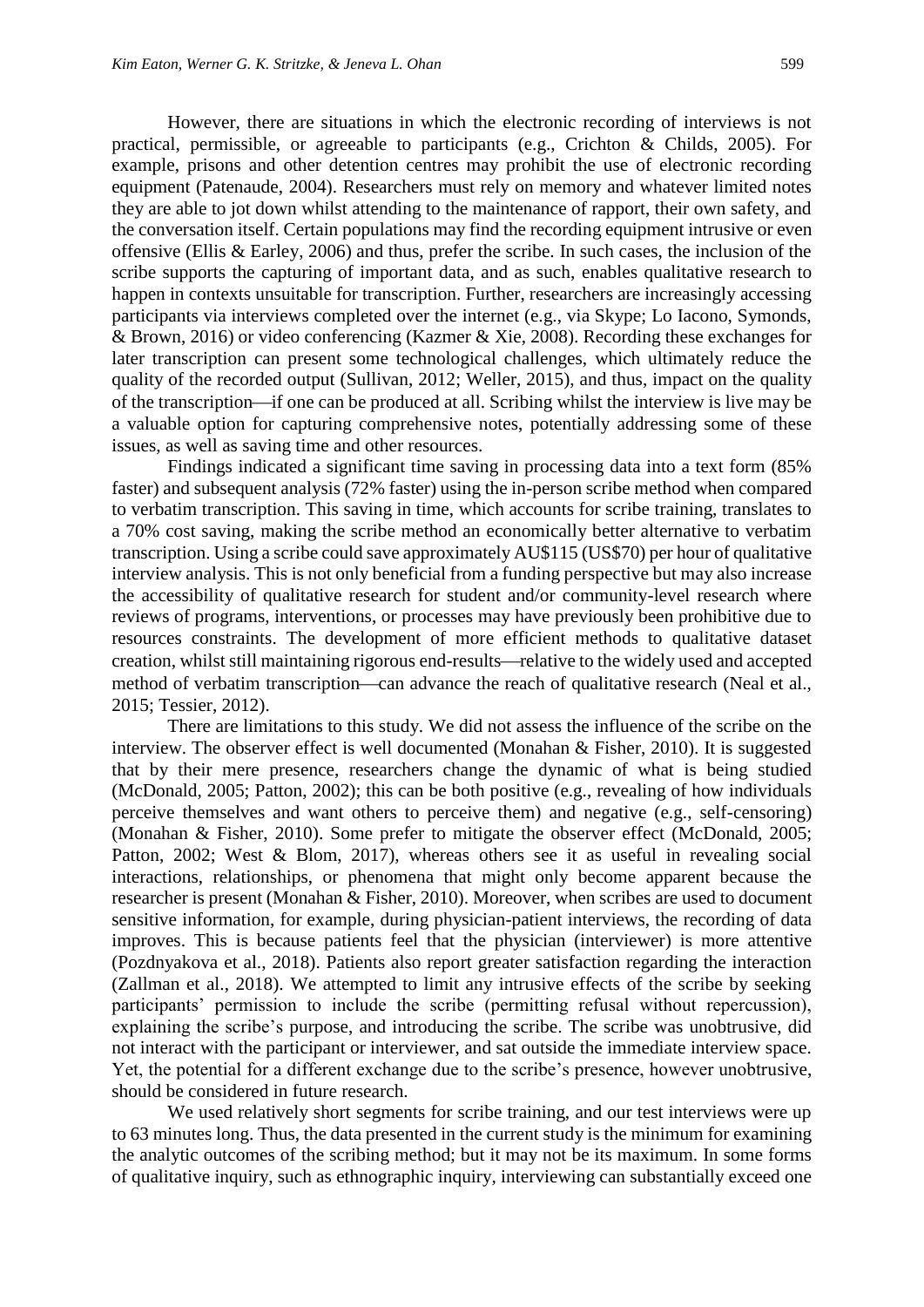However, there are situations in which the electronic recording of interviews is not practical, permissible, or agreeable to participants (e.g., Crichton & Childs, 2005). For example, prisons and other detention centres may prohibit the use of electronic recording equipment (Patenaude, 2004). Researchers must rely on memory and whatever limited notes they are able to jot down whilst attending to the maintenance of rapport, their own safety, and the conversation itself. Certain populations may find the recording equipment intrusive or even offensive (Ellis & Earley, 2006) and thus, prefer the scribe. In such cases, the inclusion of the scribe supports the capturing of important data, and as such, enables qualitative research to happen in contexts unsuitable for transcription. Further, researchers are increasingly accessing participants via interviews completed over the internet (e.g., via Skype; Lo Iacono, Symonds, & Brown, 2016) or video conferencing (Kazmer & Xie, 2008). Recording these exchanges for later transcription can present some technological challenges, which ultimately reduce the quality of the recorded output (Sullivan, 2012; Weller, 2015), and thus, impact on the quality of the transcription—if one can be produced at all. Scribing whilst the interview is live may be a valuable option for capturing comprehensive notes, potentially addressing some of these issues, as well as saving time and other resources.

Findings indicated a significant time saving in processing data into a text form (85% faster) and subsequent analysis (72% faster) using the in-person scribe method when compared to verbatim transcription. This saving in time, which accounts for scribe training, translates to a 70% cost saving, making the scribe method an economically better alternative to verbatim transcription. Using a scribe could save approximately AU$115 (US$70) per hour of qualitative interview analysis. This is not only beneficial from a funding perspective but may also increase the accessibility of qualitative research for student and/or community-level research where reviews of programs, interventions, or processes may have previously been prohibitive due to resources constraints. The development of more efficient methods to qualitative dataset creation, whilst still maintaining rigorous end-results—relative to the widely used and accepted method of verbatim transcription—can advance the reach of qualitative research (Neal et al., 2015; Tessier, 2012).

There are limitations to this study. We did not assess the influence of the scribe on the interview. The observer effect is well documented (Monahan & Fisher, 2010). It is suggested that by their mere presence, researchers change the dynamic of what is being studied (McDonald, 2005; Patton, 2002); this can be both positive (e.g., revealing of how individuals perceive themselves and want others to perceive them) and negative (e.g., self-censoring) (Monahan & Fisher, 2010). Some prefer to mitigate the observer effect (McDonald, 2005; Patton, 2002; West & Blom, 2017), whereas others see it as useful in revealing social interactions, relationships, or phenomena that might only become apparent because the researcher is present (Monahan & Fisher, 2010). Moreover, when scribes are used to document sensitive information, for example, during physician-patient interviews, the recording of data improves. This is because patients feel that the physician (interviewer) is more attentive (Pozdnyakova et al., 2018). Patients also report greater satisfaction regarding the interaction (Zallman et al., 2018). We attempted to limit any intrusive effects of the scribe by seeking participants' permission to include the scribe (permitting refusal without repercussion), explaining the scribe's purpose, and introducing the scribe. The scribe was unobtrusive, did not interact with the participant or interviewer, and sat outside the immediate interview space. Yet, the potential for a different exchange due to the scribe's presence, however unobtrusive, should be considered in future research.

We used relatively short segments for scribe training, and our test interviews were up to 63 minutes long. Thus, the data presented in the current study is the minimum for examining the analytic outcomes of the scribing method; but it may not be its maximum. In some forms of qualitative inquiry, such as ethnographic inquiry, interviewing can substantially exceed one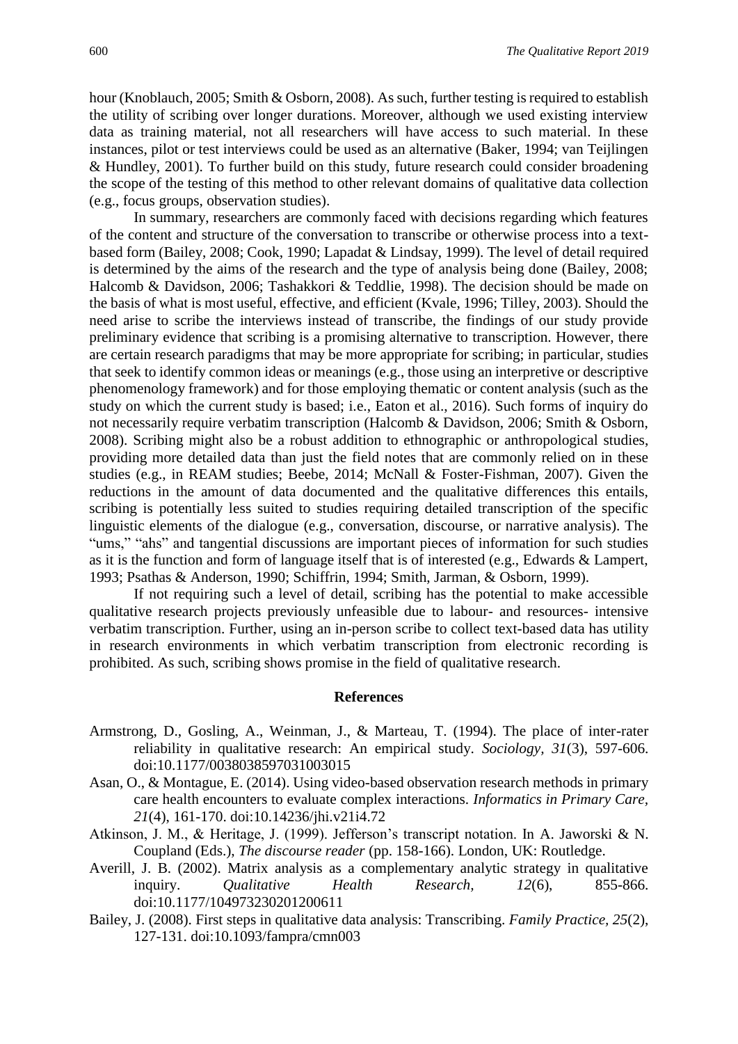hour (Knoblauch, 2005; Smith & Osborn, 2008). As such, further testing is required to establish the utility of scribing over longer durations. Moreover, although we used existing interview data as training material, not all researchers will have access to such material. In these instances, pilot or test interviews could be used as an alternative (Baker, 1994; van Teijlingen & Hundley, 2001). To further build on this study, future research could consider broadening the scope of the testing of this method to other relevant domains of qualitative data collection (e.g., focus groups, observation studies).

In summary, researchers are commonly faced with decisions regarding which features of the content and structure of the conversation to transcribe or otherwise process into a text-based form (Bailey, 2008; Cook, 1990; Lapadat & Lindsay, 1999). The level of detail required is determined by the aims of the research and the type of analysis being done (Bailey, 2008; Halcomb & Davidson, 2006; Tashakkori & Teddlie, 1998). The decision should be made on the basis of what is most useful, effective, and efficient (Kvale, 1996; Tilley, 2003). Should the need arise to scribe the interviews instead of transcribe, the findings of our study provide preliminary evidence that scribing is a promising alternative to transcription. However, there are certain research paradigms that may be more appropriate for scribing; in particular, studies that seek to identify common ideas or meanings (e.g., those using an interpretive or descriptive phenomenology framework) and for those employing thematic or content analysis (such as the study on which the current study is based; i.e., Eaton et al., 2016). Such forms of inquiry do not necessarily require verbatim transcription (Halcomb & Davidson, 2006; Smith & Osborn, 2008). Scribing might also be a robust addition to ethnographic or anthropological studies, providing more detailed data than just the field notes that are commonly relied on in these studies (e.g., in REAM studies; Beebe, 2014; McNall & Foster-Fishman, 2007). Given the reductions in the amount of data documented and the qualitative differences this entails, scribing is potentially less suited to studies requiring detailed transcription of the specific linguistic elements of the dialogue (e.g., conversation, discourse, or narrative analysis). The "ums," "ahs" and tangential discussions are important pieces of information for such studies as it is the function and form of language itself that is of interested (e.g., Edwards & Lampert, 1993; Psathas & Anderson, 1990; Schiffrin, 1994; Smith, Jarman, & Osborn, 1999).

If not requiring such a level of detail, scribing has the potential to make accessible qualitative research projects previously unfeasible due to labour- and resources- intensive verbatim transcription. Further, using an in-person scribe to collect text-based data has utility in research environments in which verbatim transcription from electronic recording is prohibited. As such, scribing shows promise in the field of qualitative research.

## References

Armstrong, D., Gosling, A., Weinman, J., & Marteau, T. (1994). The place of inter-rater reliability in qualitative research: An empirical study. *Sociology, 31*(3), 597-606. doi:10.1177/0038038597031003015

Asan, O., & Montague, E. (2014). Using video-based observation research methods in primary care health encounters to evaluate complex interactions. *Informatics in Primary Care, 21*(4), 161-170. doi:10.14236/jhi.v21i4.72

Atkinson, J. M., & Heritage, J. (1999). Jefferson's transcript notation. In A. Jaworski & N. Coupland (Eds.), *The discourse reader* (pp. 158-166). London, UK: Routledge.

Averill, J. B. (2002). Matrix analysis as a complementary analytic strategy in qualitative inquiry. *Qualitative Health Research, 12*(6), 855-866. doi:10.1177/104973230201200611

Bailey, J. (2008). First steps in qualitative data analysis: Transcribing. *Family Practice, 25*(2), 127-131. doi:10.1093/fampra/cmn003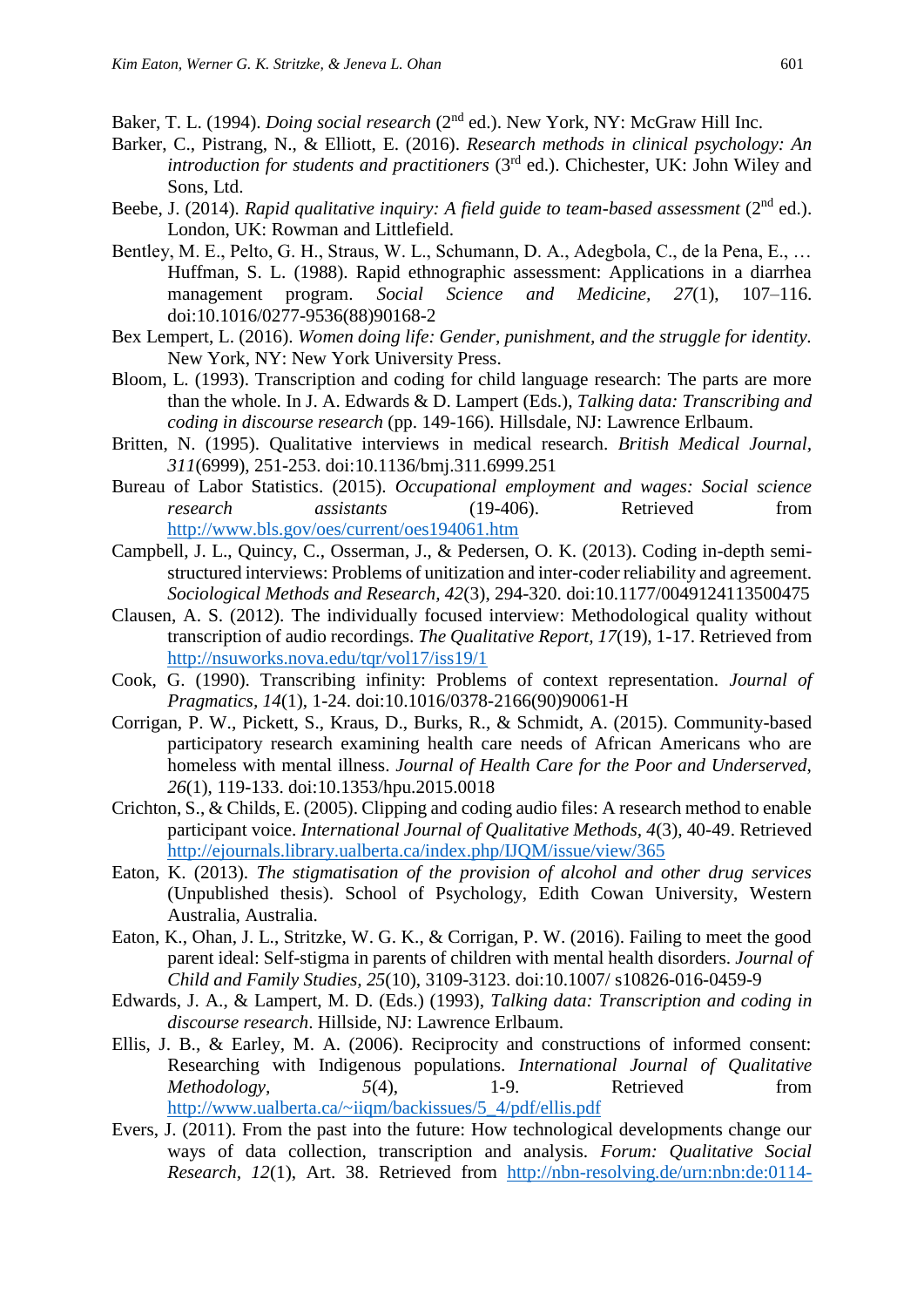Baker, T. L. (1994). *Doing social research* (2nd ed.). New York, NY: McGraw Hill Inc.

Barker, C., Pistrang, N., & Elliott, E. (2016). *Research methods in clinical psychology: An introduction for students and practitioners* (3rd ed.). Chichester, UK: John Wiley and Sons, Ltd.

Beebe, J. (2014). *Rapid qualitative inquiry: A field guide to team-based assessment* (2nd ed.). London, UK: Rowman and Littlefield.

Bentley, M. E., Pelto, G. H., Straus, W. L., Schumann, D. A., Adegbola, C., de la Pena, E., … Huffman, S. L. (1988). Rapid ethnographic assessment: Applications in a diarrhea management program. *Social Science and Medicine, 27*(1), 107–116. doi:10.1016/0277-9536(88)90168-2

Bex Lempert, L. (2016). *Women doing life: Gender, punishment, and the struggle for identity.* New York, NY: New York University Press.

Bloom, L. (1993). Transcription and coding for child language research: The parts are more than the whole. In J. A. Edwards & D. Lampert (Eds.), *Talking data: Transcribing and coding in discourse research* (pp. 149-166). Hillsdale, NJ: Lawrence Erlbaum.

Britten, N. (1995). Qualitative interviews in medical research. *British Medical Journal, 311*(6999), 251-253. doi:10.1136/bmj.311.6999.251

Bureau of Labor Statistics. (2015). *Occupational employment and wages: Social science research assistants* (19-406). Retrieved from http://www.bls.gov/oes/current/oes194061.htm

Campbell, J. L., Quincy, C., Osserman, J., & Pedersen, O. K. (2013). Coding in-depth semi-structured interviews: Problems of unitization and inter-coder reliability and agreement. *Sociological Methods and Research, 42*(3), 294-320. doi:10.1177/0049124113500475

Clausen, A. S. (2012). The individually focused interview: Methodological quality without transcription of audio recordings. *The Qualitative Report, 17*(19), 1-17. Retrieved from http://nsuworks.nova.edu/tqr/vol17/iss19/1

Cook, G. (1990). Transcribing infinity: Problems of context representation. *Journal of Pragmatics, 14*(1), 1-24. doi:10.1016/0378-2166(90)90061-H

Corrigan, P. W., Pickett, S., Kraus, D., Burks, R., & Schmidt, A. (2015). Community-based participatory research examining health care needs of African Americans who are homeless with mental illness. *Journal of Health Care for the Poor and Underserved, 26*(1), 119-133. doi:10.1353/hpu.2015.0018

Crichton, S., & Childs, E. (2005). Clipping and coding audio files: A research method to enable participant voice. *International Journal of Qualitative Methods, 4*(3), 40-49. Retrieved http://ejournals.library.ualberta.ca/index.php/IJQM/issue/view/365

Eaton, K. (2013). *The stigmatisation of the provision of alcohol and other drug services* (Unpublished thesis). School of Psychology, Edith Cowan University, Western Australia, Australia.

Eaton, K., Ohan, J. L., Stritzke, W. G. K., & Corrigan, P. W. (2016). Failing to meet the good parent ideal: Self-stigma in parents of children with mental health disorders. *Journal of Child and Family Studies, 25*(10), 3109-3123. doi:10.1007/ s10826-016-0459-9

Edwards, J. A., & Lampert, M. D. (Eds.) (1993), *Talking data: Transcription and coding in discourse research*. Hillside, NJ: Lawrence Erlbaum.

Ellis, J. B., & Earley, M. A. (2006). Reciprocity and constructions of informed consent: Researching with Indigenous populations. *International Journal of Qualitative Methodology, 5*(4), 1-9. Retrieved from http://www.ualberta.ca/~iiqm/backissues/5_4/pdf/ellis.pdf

Evers, J. (2011). From the past into the future: How technological developments change our ways of data collection, transcription and analysis. *Forum: Qualitative Social Research, 12*(1), Art. 38. Retrieved from http://nbn-resolving.de/urn:nbn:de:0114-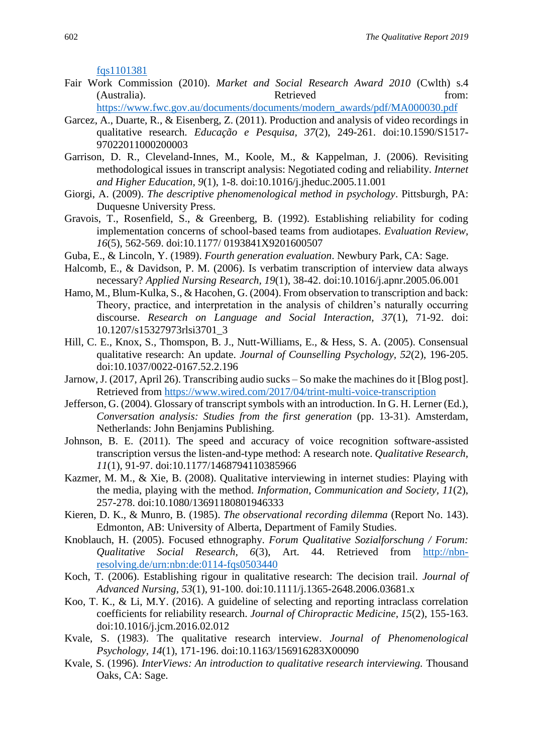fqs1101381

Fair Work Commission (2010). *Market and Social Research Award 2010* (Cwlth) s.4 (Australia). Retrieved from: https://www.fwc.gov.au/documents/documents/modern_awards/pdf/MA000030.pdf

Garcez, A., Duarte, R., & Eisenberg, Z. (2011). Production and analysis of video recordings in qualitative research. *Educação e Pesquisa, 37*(2), 249-261. doi:10.1590/S1517-97022011000200003

Garrison, D. R., Cleveland-Innes, M., Koole, M., & Kappelman, J. (2006). Revisiting methodological issues in transcript analysis: Negotiated coding and reliability. *Internet and Higher Education, 9*(1), 1-8. doi:10.1016/j.jheduc.2005.11.001

Giorgi, A. (2009). *The descriptive phenomenological method in psychology*. Pittsburgh, PA: Duquesne University Press.

Gravois, T., Rosenfield, S., & Greenberg, B. (1992). Establishing reliability for coding implementation concerns of school-based teams from audiotapes. *Evaluation Review, 16*(5), 562-569. doi:10.1177/ 0193841X9201600507

Guba, E., & Lincoln, Y. (1989). *Fourth generation evaluation*. Newbury Park, CA: Sage.

Halcomb, E., & Davidson, P. M. (2006). Is verbatim transcription of interview data always necessary? *Applied Nursing Research, 19*(1), 38-42. doi:10.1016/j.apnr.2005.06.001

Hamo, M., Blum-Kulka, S., & Hacohen, G. (2004). From observation to transcription and back: Theory, practice, and interpretation in the analysis of children's naturally occurring discourse. *Research on Language and Social Interaction, 37*(1), 71-92. doi: 10.1207/s15327973rlsi3701_3

Hill, C. E., Knox, S., Thomspon, B. J., Nutt-Williams, E., & Hess, S. A. (2005). Consensual qualitative research: An update. *Journal of Counselling Psychology, 52*(2), 196-205. doi:10.1037/0022-0167.52.2.196

Jarnow, J. (2017, April 26). Transcribing audio sucks – So make the machines do it [Blog post]. Retrieved from https://www.wired.com/2017/04/trint-multi-voice-transcription

Jefferson, G. (2004). Glossary of transcript symbols with an introduction. In G. H. Lerner (Ed.), *Conversation analysis: Studies from the first generation* (pp. 13-31). Amsterdam, Netherlands: John Benjamins Publishing.

Johnson, B. E. (2011). The speed and accuracy of voice recognition software-assisted transcription versus the listen-and-type method: A research note. *Qualitative Research, 11*(1), 91-97. doi:10.1177/1468794110385966

Kazmer, M. M., & Xie, B. (2008). Qualitative interviewing in internet studies: Playing with the media, playing with the method. *Information, Communication and Society, 11*(2), 257-278. doi:10.1080/13691180801946333

Kieren, D. K., & Munro, B. (1985). *The observational recording dilemma* (Report No. 143). Edmonton, AB: University of Alberta, Department of Family Studies.

Knoblauch, H. (2005). Focused ethnography. *Forum Qualitative Sozialforschung / Forum: Qualitative Social Research, 6*(3), Art. 44. Retrieved from http://nbn-resolving.de/urn:nbn:de:0114-fqs0503440

Koch, T. (2006). Establishing rigour in qualitative research: The decision trail. *Journal of Advanced Nursing, 53*(1), 91-100. doi:10.1111/j.1365-2648.2006.03681.x

Koo, T. K., & Li, M.Y. (2016). A guideline of selecting and reporting intraclass correlation coefficients for reliability research. *Journal of Chiropractic Medicine, 15*(2), 155-163. doi:10.1016/j.jcm.2016.02.012

Kvale, S. (1983). The qualitative research interview. *Journal of Phenomenological Psychology, 14*(1), 171-196. doi:10.1163/156916283X00090

Kvale, S. (1996). *InterViews: An introduction to qualitative research interviewing.* Thousand Oaks, CA: Sage.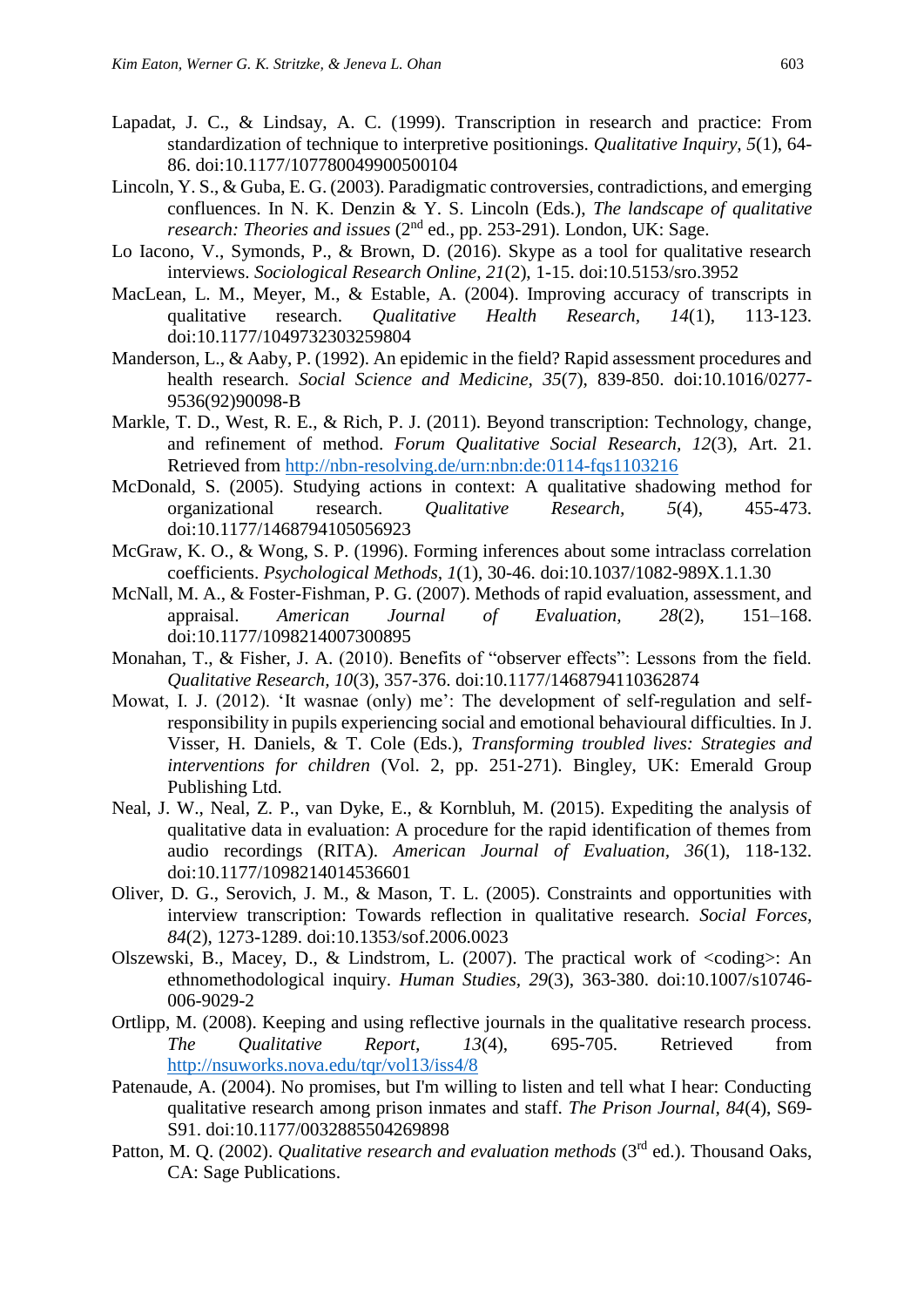Lapadat, J. C., & Lindsay, A. C. (1999). Transcription in research and practice: From standardization of technique to interpretive positionings. *Qualitative Inquiry, 5*(1), 64-86. doi:10.1177/107780049900500104

Lincoln, Y. S., & Guba, E. G. (2003). Paradigmatic controversies, contradictions, and emerging confluences. In N. K. Denzin & Y. S. Lincoln (Eds.), *The landscape of qualitative research: Theories and issues* (2nd ed., pp. 253-291). London, UK: Sage.

Lo Iacono, V., Symonds, P., & Brown, D. (2016). Skype as a tool for qualitative research interviews. *Sociological Research Online, 21*(2), 1-15. doi:10.5153/sro.3952

MacLean, L. M., Meyer, M., & Estable, A. (2004). Improving accuracy of transcripts in qualitative research. *Qualitative Health Research, 14*(1), 113-123. doi:10.1177/1049732303259804

Manderson, L., & Aaby, P. (1992). An epidemic in the field? Rapid assessment procedures and health research. *Social Science and Medicine, 35*(7), 839-850. doi:10.1016/0277-9536(92)90098-B

Markle, T. D., West, R. E., & Rich, P. J. (2011). Beyond transcription: Technology, change, and refinement of method. *Forum Qualitative Social Research, 12*(3), Art. 21. Retrieved from http://nbn-resolving.de/urn:nbn:de:0114-fqs1103216

McDonald, S. (2005). Studying actions in context: A qualitative shadowing method for organizational research. *Qualitative Research, 5*(4), 455-473. doi:10.1177/1468794105056923

McGraw, K. O., & Wong, S. P. (1996). Forming inferences about some intraclass correlation coefficients. *Psychological Methods, 1*(1), 30-46. doi:10.1037/1082-989X.1.1.30

McNall, M. A., & Foster-Fishman, P. G. (2007). Methods of rapid evaluation, assessment, and appraisal. *American Journal of Evaluation, 28*(2), 151–168. doi:10.1177/1098214007300895

Monahan, T., & Fisher, J. A. (2010). Benefits of "observer effects": Lessons from the field. *Qualitative Research, 10*(3), 357-376. doi:10.1177/1468794110362874

Mowat, I. J. (2012). 'It wasnae (only) me': The development of self-regulation and self-responsibility in pupils experiencing social and emotional behavioural difficulties. In J. Visser, H. Daniels, & T. Cole (Eds.), *Transforming troubled lives: Strategies and interventions for children* (Vol. 2, pp. 251-271). Bingley, UK: Emerald Group Publishing Ltd.

Neal, J. W., Neal, Z. P., van Dyke, E., & Kornbluh, M. (2015). Expediting the analysis of qualitative data in evaluation: A procedure for the rapid identification of themes from audio recordings (RITA). *American Journal of Evaluation, 36*(1), 118-132. doi:10.1177/1098214014536601

Oliver, D. G., Serovich, J. M., & Mason, T. L. (2005). Constraints and opportunities with interview transcription: Towards reflection in qualitative research. *Social Forces, 84*(2), 1273-1289. doi:10.1353/sof.2006.0023

Olszewski, B., Macey, D., & Lindstrom, L. (2007). The practical work of <coding>: An ethnomethodological inquiry. *Human Studies, 29*(3), 363-380. doi:10.1007/s10746-006-9029-2

Ortlipp, M. (2008). Keeping and using reflective journals in the qualitative research process. *The Qualitative Report, 13*(4), 695-705. Retrieved from http://nsuworks.nova.edu/tqr/vol13/iss4/8

Patenaude, A. (2004). No promises, but I'm willing to listen and tell what I hear: Conducting qualitative research among prison inmates and staff. *The Prison Journal, 84*(4), S69-S91. doi:10.1177/0032885504269898

Patton, M. Q. (2002). *Qualitative research and evaluation methods* (3rd ed.). Thousand Oaks, CA: Sage Publications.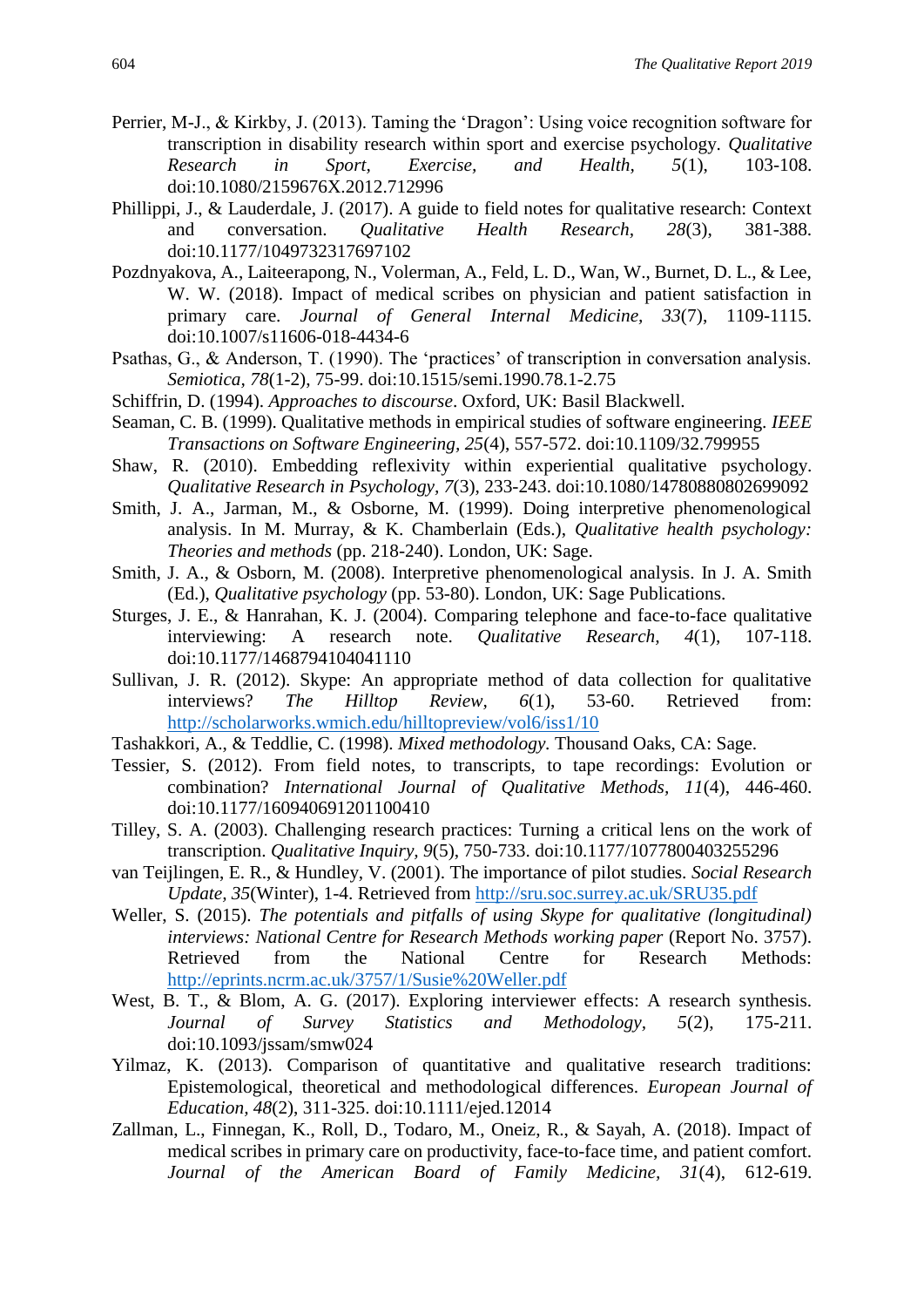Perrier, M-J., & Kirkby, J. (2013). Taming the 'Dragon': Using voice recognition software for transcription in disability research within sport and exercise psychology. *Qualitative Research in Sport, Exercise, and Health, 5*(1), 103-108. doi:10.1080/2159676X.2012.712996

Phillippi, J., & Lauderdale, J. (2017). A guide to field notes for qualitative research: Context and conversation. *Qualitative Health Research, 28*(3), 381-388. doi:10.1177/1049732317697102

Pozdnyakova, A., Laiteerapong, N., Volerman, A., Feld, L. D., Wan, W., Burnet, D. L., & Lee, W. W. (2018). Impact of medical scribes on physician and patient satisfaction in primary care. *Journal of General Internal Medicine, 33*(7), 1109-1115. doi:10.1007/s11606-018-4434-6

Psathas, G., & Anderson, T. (1990). The 'practices' of transcription in conversation analysis. *Semiotica, 78*(1-2), 75-99. doi:10.1515/semi.1990.78.1-2.75

Schiffrin, D. (1994). *Approaches to discourse*. Oxford, UK: Basil Blackwell.

Seaman, C. B. (1999). Qualitative methods in empirical studies of software engineering. *IEEE Transactions on Software Engineering, 25*(4), 557-572. doi:10.1109/32.799955

Shaw, R. (2010). Embedding reflexivity within experiential qualitative psychology. *Qualitative Research in Psychology, 7*(3), 233-243. doi:10.1080/14780880802699092

Smith, J. A., Jarman, M., & Osborne, M. (1999). Doing interpretive phenomenological analysis. In M. Murray, & K. Chamberlain (Eds.), *Qualitative health psychology: Theories and methods* (pp. 218-240). London, UK: Sage.

Smith, J. A., & Osborn, M. (2008). Interpretive phenomenological analysis. In J. A. Smith (Ed.), *Qualitative psychology* (pp. 53-80). London, UK: Sage Publications.

Sturges, J. E., & Hanrahan, K. J. (2004). Comparing telephone and face-to-face qualitative interviewing: A research note. *Qualitative Research, 4*(1), 107-118. doi:10.1177/1468794104041110

Sullivan, J. R. (2012). Skype: An appropriate method of data collection for qualitative interviews? *The Hilltop Review, 6*(1), 53-60. Retrieved from: http://scholarworks.wmich.edu/hilltopreview/vol6/iss1/10

Tashakkori, A., & Teddlie, C. (1998). *Mixed methodology.* Thousand Oaks, CA: Sage.

Tessier, S. (2012). From field notes, to transcripts, to tape recordings: Evolution or combination? *International Journal of Qualitative Methods, 11*(4), 446-460. doi:10.1177/160940691201100410

Tilley, S. A. (2003). Challenging research practices: Turning a critical lens on the work of transcription. *Qualitative Inquiry, 9*(5), 750-733. doi:10.1177/1077800403255296

van Teijlingen, E. R., & Hundley, V. (2001). The importance of pilot studies. *Social Research Update, 35*(Winter), 1-4. Retrieved from http://sru.soc.surrey.ac.uk/SRU35.pdf

Weller, S. (2015). *The potentials and pitfalls of using Skype for qualitative (longitudinal) interviews: National Centre for Research Methods working paper* (Report No. 3757). Retrieved from the National Centre for Research Methods: http://eprints.ncrm.ac.uk/3757/1/Susie%20Weller.pdf

West, B. T., & Blom, A. G. (2017). Exploring interviewer effects: A research synthesis. *Journal of Survey Statistics and Methodology, 5*(2), 175-211. doi:10.1093/jssam/smw024

Yilmaz, K. (2013). Comparison of quantitative and qualitative research traditions: Epistemological, theoretical and methodological differences. *European Journal of Education, 48*(2), 311-325. doi:10.1111/ejed.12014

Zallman, L., Finnegan, K., Roll, D., Todaro, M., Oneiz, R., & Sayah, A. (2018). Impact of medical scribes in primary care on productivity, face-to-face time, and patient comfort. *Journal of the American Board of Family Medicine, 31*(4), 612-619.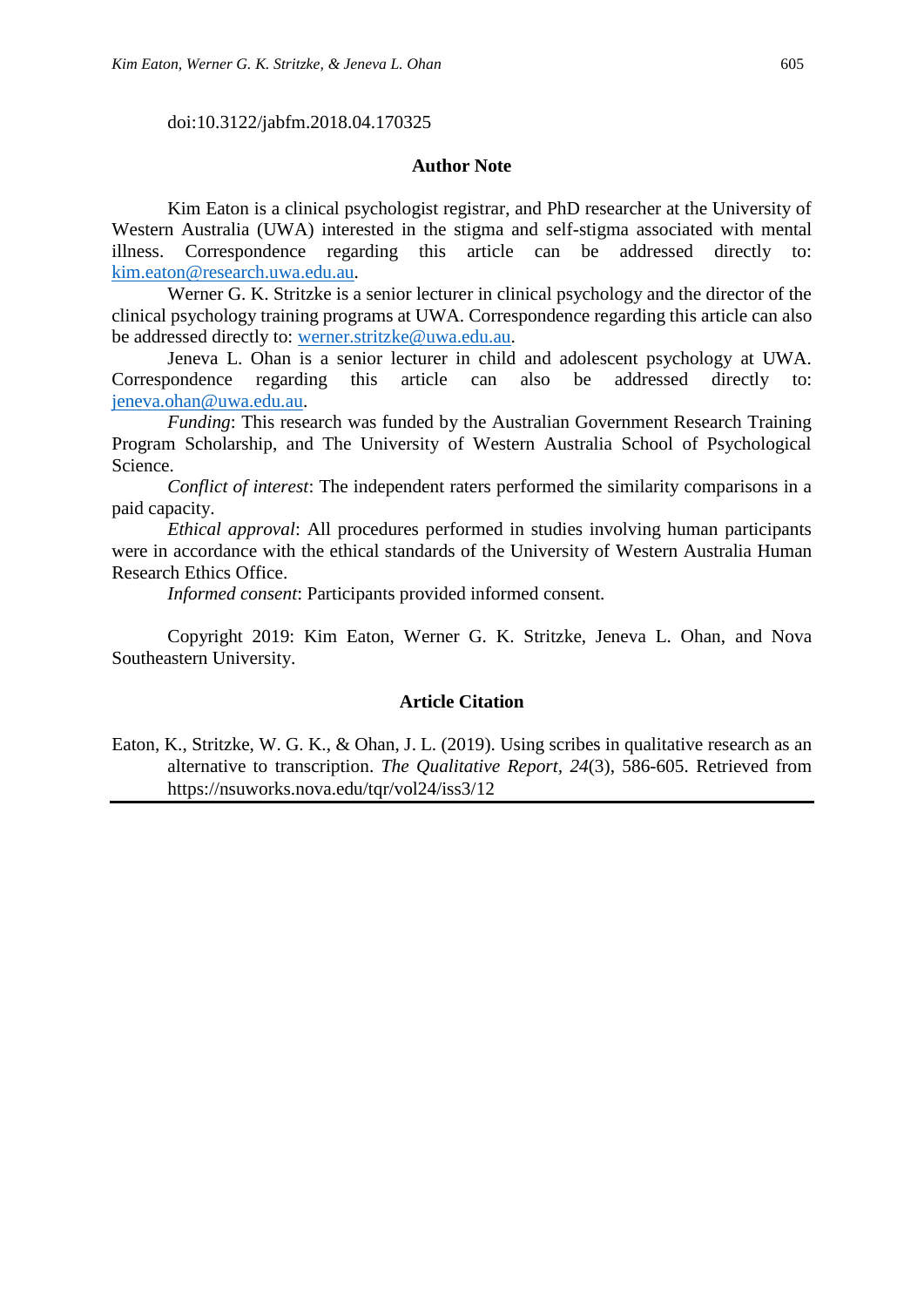doi:10.3122/jabfm.2018.04.170325

## Author Note

Kim Eaton is a clinical psychologist registrar, and PhD researcher at the University of Western Australia (UWA) interested in the stigma and self-stigma associated with mental illness. Correspondence regarding this article can be addressed directly to: kim.eaton@research.uwa.edu.au.

Werner G. K. Stritzke is a senior lecturer in clinical psychology and the director of the clinical psychology training programs at UWA. Correspondence regarding this article can also be addressed directly to: werner.stritzke@uwa.edu.au.

Jeneva L. Ohan is a senior lecturer in child and adolescent psychology at UWA. Correspondence regarding this article can also be addressed directly to: jeneva.ohan@uwa.edu.au.

*Funding*: This research was funded by the Australian Government Research Training Program Scholarship, and The University of Western Australia School of Psychological Science.

*Conflict of interest*: The independent raters performed the similarity comparisons in a paid capacity.

*Ethical approval*: All procedures performed in studies involving human participants were in accordance with the ethical standards of the University of Western Australia Human Research Ethics Office.

*Informed consent*: Participants provided informed consent.

Copyright 2019: Kim Eaton, Werner G. K. Stritzke, Jeneva L. Ohan, and Nova Southeastern University.

## Article Citation

Eaton, K., Stritzke, W. G. K., & Ohan, J. L. (2019). Using scribes in qualitative research as an alternative to transcription. *The Qualitative Report*, *24*(3), 586-605. Retrieved from https://nsuworks.nova.edu/tqr/vol24/iss3/12